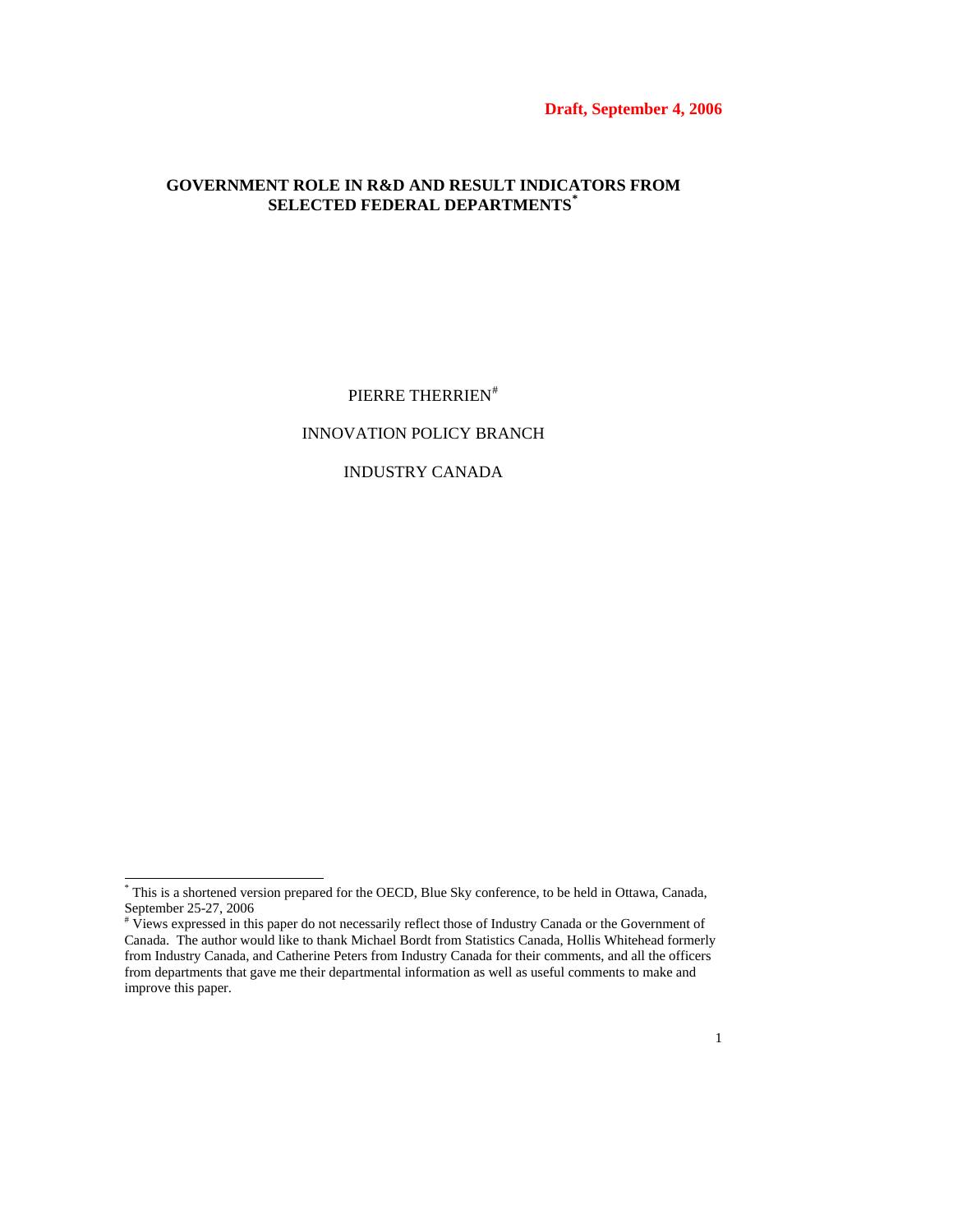**Draft, September 4, 2006**

# GOVERNMENT ROLE IN R&D AND RESULT INDICATORS FROM SELECTED FEDERAL DEPARTMENTS[*]

PIERRE THERRIEN[#]

INNOVATION POLICY BRANCH

INDUSTRY CANADA

---

[*] This is a shortened version prepared for the OECD, Blue Sky conference, to be held in Ottawa, Canada, September 25-27, 2006

[#] Views expressed in this paper do not necessarily reflect those of Industry Canada or the Government of Canada. The author would like to thank Michael Bordt from Statistics Canada, Hollis Whitehead formerly from Industry Canada, and Catherine Peters from Industry Canada for their comments, and all the officers from departments that gave me their departmental information as well as useful comments to make and improve this paper.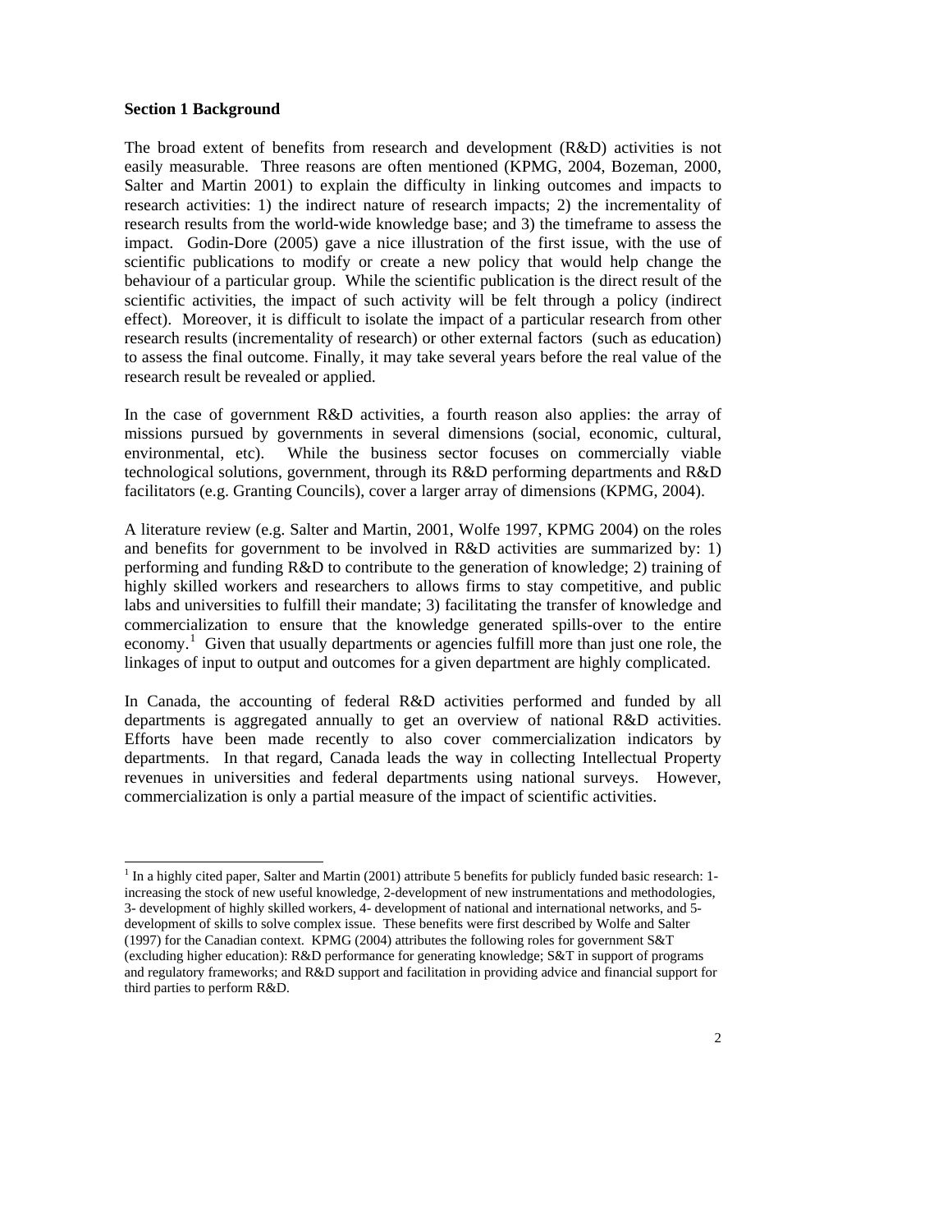**Section 1 Background**

The broad extent of benefits from research and development (R&D) activities is not easily measurable. Three reasons are often mentioned (KPMG, 2004, Bozeman, 2000, Salter and Martin 2001) to explain the difficulty in linking outcomes and impacts to research activities: 1) the indirect nature of research impacts; 2) the incrementality of research results from the world-wide knowledge base; and 3) the timeframe to assess the impact. Godin-Dore (2005) gave a nice illustration of the first issue, with the use of scientific publications to modify or create a new policy that would help change the behaviour of a particular group. While the scientific publication is the direct result of the scientific activities, the impact of such activity will be felt through a policy (indirect effect). Moreover, it is difficult to isolate the impact of a particular research from other research results (incrementality of research) or other external factors (such as education) to assess the final outcome. Finally, it may take several years before the real value of the research result be revealed or applied.

In the case of government R&D activities, a fourth reason also applies: the array of missions pursued by governments in several dimensions (social, economic, cultural, environmental, etc). While the business sector focuses on commercially viable technological solutions, government, through its R&D performing departments and R&D facilitators (e.g. Granting Councils), cover a larger array of dimensions (KPMG, 2004).

A literature review (e.g. Salter and Martin, 2001, Wolfe 1997, KPMG 2004) on the roles and benefits for government to be involved in R&D activities are summarized by: 1) performing and funding R&D to contribute to the generation of knowledge; 2) training of highly skilled workers and researchers to allows firms to stay competitive, and public labs and universities to fulfill their mandate; 3) facilitating the transfer of knowledge and commercialization to ensure that the knowledge generated spills-over to the entire economy.[1] Given that usually departments or agencies fulfill more than just one role, the linkages of input to output and outcomes for a given department are highly complicated.

In Canada, the accounting of federal R&D activities performed and funded by all departments is aggregated annually to get an overview of national R&D activities. Efforts have been made recently to also cover commercialization indicators by departments. In that regard, Canada leads the way in collecting Intellectual Property revenues in universities and federal departments using national surveys. However, commercialization is only a partial measure of the impact of scientific activities.

---

[1] In a highly cited paper, Salter and Martin (2001) attribute 5 benefits for publicly funded basic research: 1-increasing the stock of new useful knowledge, 2-development of new instrumentations and methodologies, 3- development of highly skilled workers, 4- development of national and international networks, and 5-development of skills to solve complex issue. These benefits were first described by Wolfe and Salter (1997) for the Canadian context. KPMG (2004) attributes the following roles for government S&T (excluding higher education): R&D performance for generating knowledge; S&T in support of programs and regulatory frameworks; and R&D support and facilitation in providing advice and financial support for third parties to perform R&D.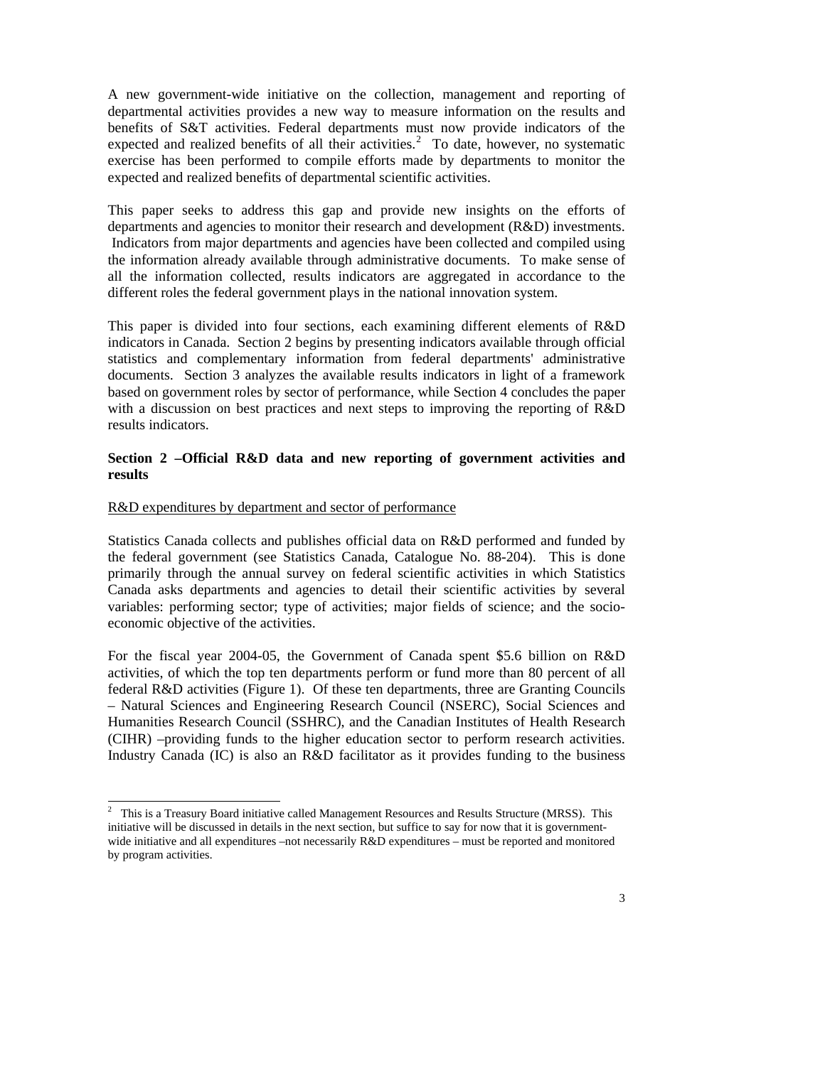A new government-wide initiative on the collection, management and reporting of departmental activities provides a new way to measure information on the results and benefits of S&T activities. Federal departments must now provide indicators of the expected and realized benefits of all their activities.[2] To date, however, no systematic exercise has been performed to compile efforts made by departments to monitor the expected and realized benefits of departmental scientific activities.

This paper seeks to address this gap and provide new insights on the efforts of departments and agencies to monitor their research and development (R&D) investments. Indicators from major departments and agencies have been collected and compiled using the information already available through administrative documents. To make sense of all the information collected, results indicators are aggregated in accordance to the different roles the federal government plays in the national innovation system.

This paper is divided into four sections, each examining different elements of R&D indicators in Canada. Section 2 begins by presenting indicators available through official statistics and complementary information from federal departments' administrative documents. Section 3 analyzes the available results indicators in light of a framework based on government roles by sector of performance, while Section 4 concludes the paper with a discussion on best practices and next steps to improving the reporting of R&D results indicators.

## Section 2 –Official R&D data and new reporting of government activities and results

R&D expenditures by department and sector of performance

Statistics Canada collects and publishes official data on R&D performed and funded by the federal government (see Statistics Canada, Catalogue No. 88-204). This is done primarily through the annual survey on federal scientific activities in which Statistics Canada asks departments and agencies to detail their scientific activities by several variables: performing sector; type of activities; major fields of science; and the socio-economic objective of the activities.

For the fiscal year 2004-05, the Government of Canada spent $5.6 billion on R&D activities, of which the top ten departments perform or fund more than 80 percent of all federal R&D activities (Figure 1). Of these ten departments, three are Granting Councils – Natural Sciences and Engineering Research Council (NSERC), Social Sciences and Humanities Research Council (SSHRC), and the Canadian Institutes of Health Research (CIHR) –providing funds to the higher education sector to perform research activities. Industry Canada (IC) is also an R&D facilitator as it provides funding to the business

---

[2] This is a Treasury Board initiative called Management Resources and Results Structure (MRSS). This initiative will be discussed in details in the next section, but suffice to say for now that it is government-wide initiative and all expenditures –not necessarily R&D expenditures – must be reported and monitored by program activities.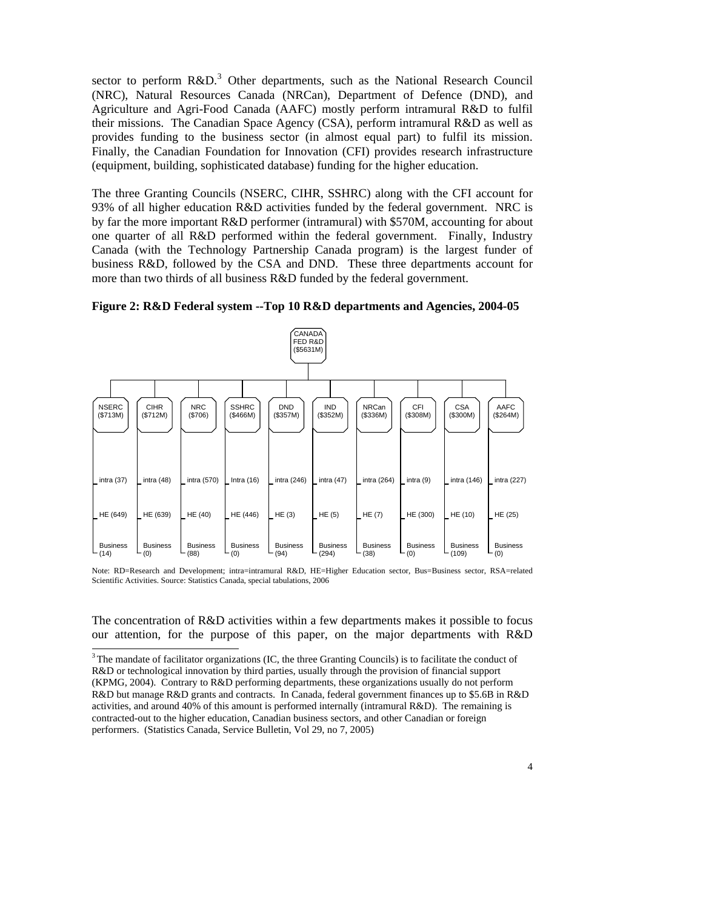sector to perform R&D.[3] Other departments, such as the National Research Council (NRC), Natural Resources Canada (NRCan), Department of Defence (DND), and Agriculture and Agri-Food Canada (AAFC) mostly perform intramural R&D to fulfil their missions. The Canadian Space Agency (CSA), perform intramural R&D as well as provides funding to the business sector (in almost equal part) to fulfil its mission. Finally, the Canadian Foundation for Innovation (CFI) provides research infrastructure (equipment, building, sophisticated database) funding for the higher education.

The three Granting Councils (NSERC, CIHR, SSHRC) along with the CFI account for 93% of all higher education R&D activities funded by the federal government. NRC is by far the more important R&D performer (intramural) with $570M, accounting for about one quarter of all R&D performed within the federal government. Finally, Industry Canada (with the Technology Partnership Canada program) is the largest funder of business R&D, followed by the CSA and DND. These three departments account for more than two thirds of all business R&D funded by the federal government.

**Figure 2: R&D Federal system --Top 10 R&D departments and Agencies, 2004-05**

CANADA FED R&D ($5631M)

| | NSERC ($713M) | CIHR ($712M) | NRC ($706) | SSHRC ($466M) | DND ($357M) | IND ($352M) | NRCan ($336M) | CFI ($308M) | CSA ($300M) | AAFC ($264M) |
|---|---|---|---|---|---|---|---|---|---|---|
| intra | intra (37) | intra (48) | intra (570) | Intra (16) | intra (246) | intra (47) | intra (264) | intra (9) | intra (146) | intra (227) |
| HE | HE (649) | HE (639) | HE (40) | HE (446) | HE (3) | HE (5) | HE (7) | HE (300) | HE (10) | HE (25) |
| Business | Business (14) | Business (0) | Business (88) | Business (0) | Business (94) | Business (294) | Business (38) | Business (0) | Business (109) | Business (0) |

Note: RD=Research and Development; intra=intramural R&D, HE=Higher Education sector, Bus=Business sector, RSA=related Scientific Activities. Source: Statistics Canada, special tabulations, 2006

The concentration of R&D activities within a few departments makes it possible to focus our attention, for the purpose of this paper, on the major departments with R&D

[3] The mandate of facilitator organizations (IC, the three Granting Councils) is to facilitate the conduct of R&D or technological innovation by third parties, usually through the provision of financial support (KPMG, 2004). Contrary to R&D performing departments, these organizations usually do not perform R&D but manage R&D grants and contracts. In Canada, federal government finances up to $5.6B in R&D activities, and around 40% of this amount is performed internally (intramural R&D). The remaining is contracted-out to the higher education, Canadian business sectors, and other Canadian or foreign performers. (Statistics Canada, Service Bulletin, Vol 29, no 7, 2005)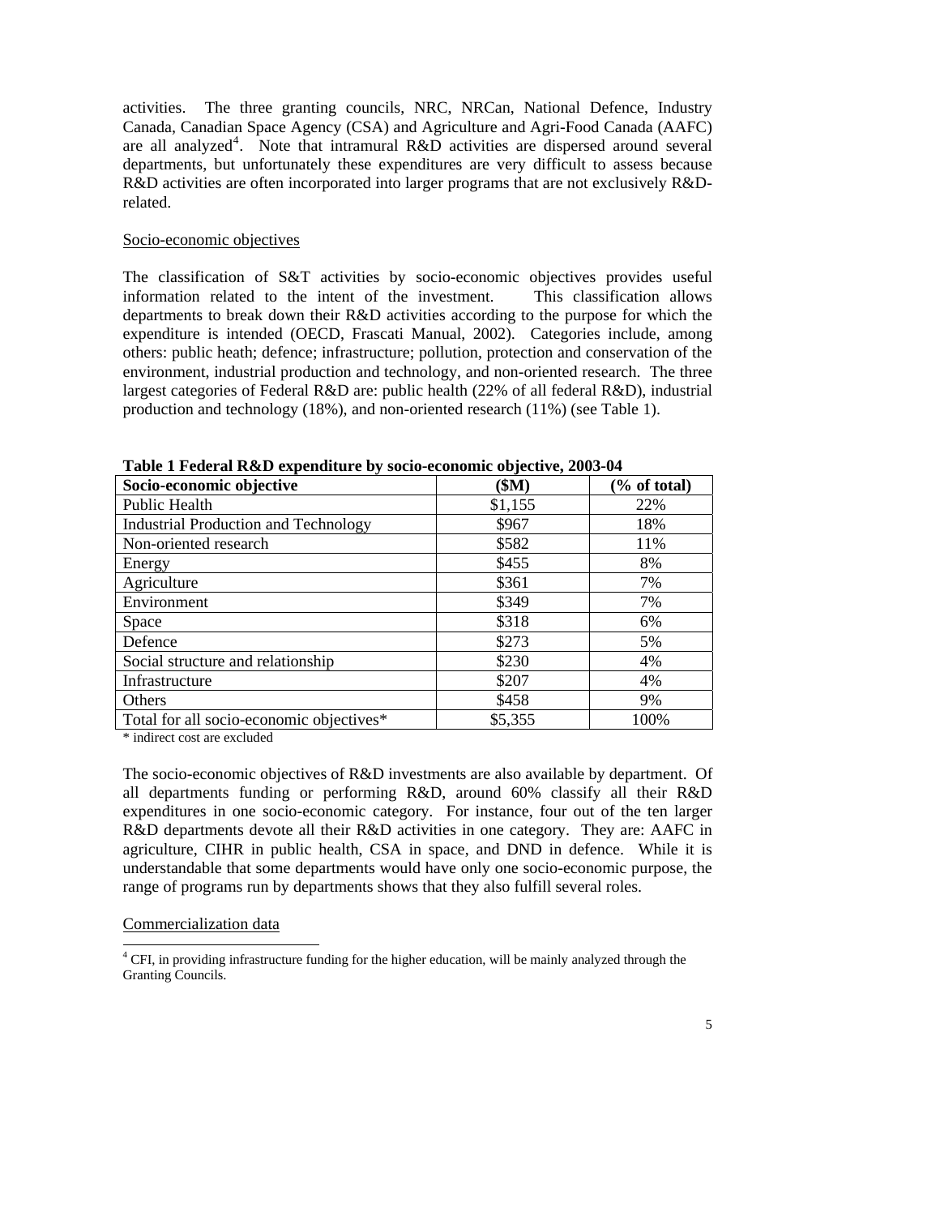activities. The three granting councils, NRC, NRCan, National Defence, Industry Canada, Canadian Space Agency (CSA) and Agriculture and Agri-Food Canada (AAFC) are all analyzed[4]. Note that intramural R&D activities are dispersed around several departments, but unfortunately these expenditures are very difficult to assess because R&D activities are often incorporated into larger programs that are not exclusively R&D-related.

Socio-economic objectives

The classification of S&T activities by socio-economic objectives provides useful information related to the intent of the investment. This classification allows departments to break down their R&D activities according to the purpose for which the expenditure is intended (OECD, Frascati Manual, 2002). Categories include, among others: public heath; defence; infrastructure; pollution, protection and conservation of the environment, industrial production and technology, and non-oriented research. The three largest categories of Federal R&D are: public health (22% of all federal R&D), industrial production and technology (18%), and non-oriented research (11%) (see Table 1).

**Table 1 Federal R&D expenditure by socio-economic objective, 2003-04**

| Socio-economic objective | ($M) | (% of total) |
|---|---|---|
| Public Health | $1,155 | 22% |
| Industrial Production and Technology | $967 | 18% |
| Non-oriented research | $582 | 11% |
| Energy | $455 | 8% |
| Agriculture | $361 | 7% |
| Environment | $349 | 7% |
| Space | $318 | 6% |
| Defence | $273 | 5% |
| Social structure and relationship | $230 | 4% |
| Infrastructure | $207 | 4% |
| Others | $458 | 9% |
| Total for all socio-economic objectives* | $5,355 | 100% |

\* indirect cost are excluded

The socio-economic objectives of R&D investments are also available by department. Of all departments funding or performing R&D, around 60% classify all their R&D expenditures in one socio-economic category. For instance, four out of the ten larger R&D departments devote all their R&D activities in one category. They are: AAFC in agriculture, CIHR in public health, CSA in space, and DND in defence. While it is understandable that some departments would have only one socio-economic purpose, the range of programs run by departments shows that they also fulfill several roles.

Commercialization data

[4] CFI, in providing infrastructure funding for the higher education, will be mainly analyzed through the Granting Councils.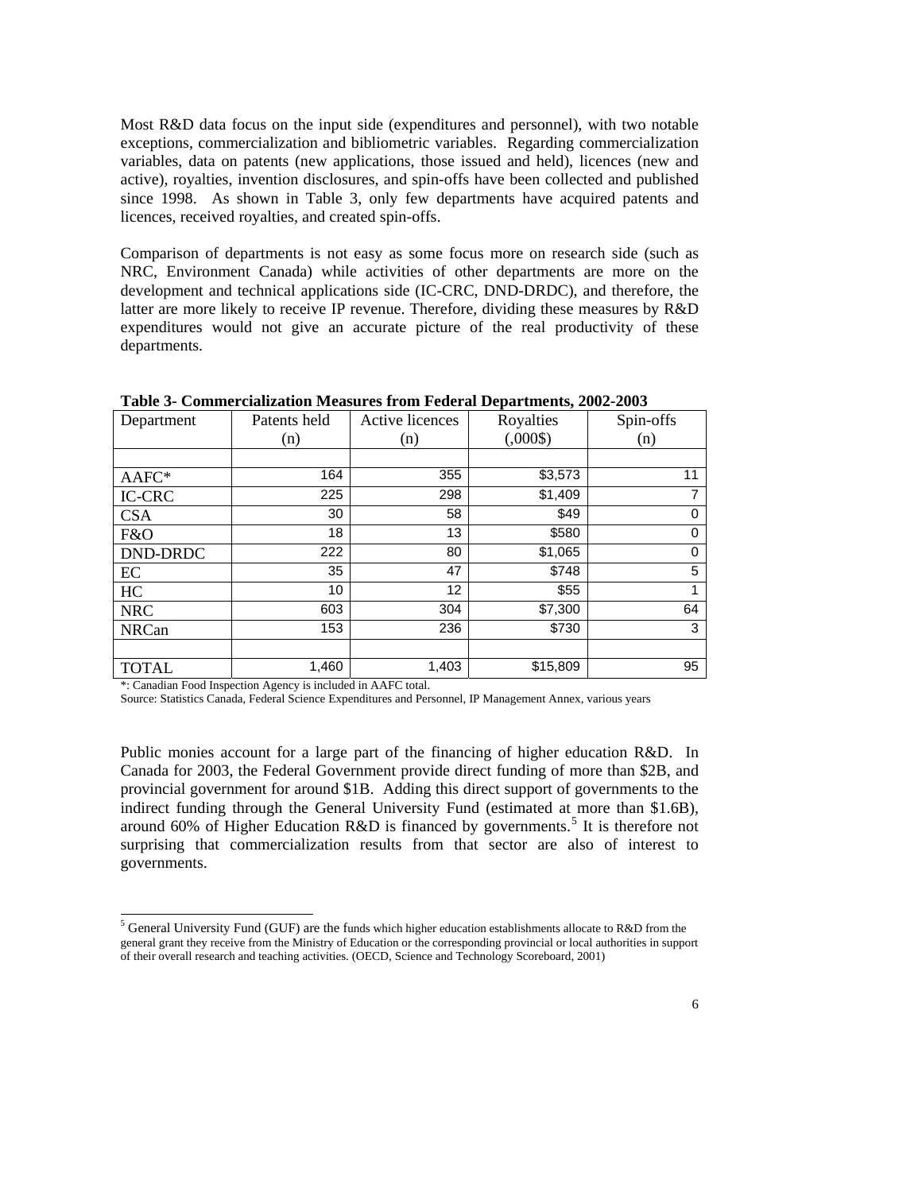Most R&D data focus on the input side (expenditures and personnel), with two notable exceptions, commercialization and bibliometric variables. Regarding commercialization variables, data on patents (new applications, those issued and held), licences (new and active), royalties, invention disclosures, and spin-offs have been collected and published since 1998. As shown in Table 3, only few departments have acquired patents and licences, received royalties, and created spin-offs.

Comparison of departments is not easy as some focus more on research side (such as NRC, Environment Canada) while activities of other departments are more on the development and technical applications side (IC-CRC, DND-DRDC), and therefore, the latter are more likely to receive IP revenue. Therefore, dividing these measures by R&D expenditures would not give an accurate picture of the real productivity of these departments.

**Table 3- Commercialization Measures from Federal Departments, 2002-2003**

| Department | Patents held (n) | Active licences (n) | Royalties (,000$) | Spin-offs (n) |
|---|---|---|---|---|
| | | | | |
| AAFC* | 164 | 355 | $3,573 | 11 |
| IC-CRC | 225 | 298 | $1,409 | 7 |
| CSA | 30 | 58 | $49 | 0 |
| F&O | 18 | 13 | $580 | 0 |
| DND-DRDC | 222 | 80 | $1,065 | 0 |
| EC | 35 | 47 | $748 | 5 |
| HC | 10 | 12 | $55 | 1 |
| NRC | 603 | 304 | $7,300 | 64 |
| NRCan | 153 | 236 | $730 | 3 |
| | | | | |
| TOTAL | 1,460 | 1,403 | $15,809 | 95 |

*: Canadian Food Inspection Agency is included in AAFC total.

Source: Statistics Canada, Federal Science Expenditures and Personnel, IP Management Annex, various years

Public monies account for a large part of the financing of higher education R&D. In Canada for 2003, the Federal Government provide direct funding of more than $2B, and provincial government for around $1B. Adding this direct support of governments to the indirect funding through the General University Fund (estimated at more than $1.6B), around 60% of Higher Education R&D is financed by governments.[5] It is therefore not surprising that commercialization results from that sector are also of interest to governments.

[5] General University Fund (GUF) are the funds which higher education establishments allocate to R&D from the general grant they receive from the Ministry of Education or the corresponding provincial or local authorities in support of their overall research and teaching activities. (OECD, Science and Technology Scoreboard, 2001)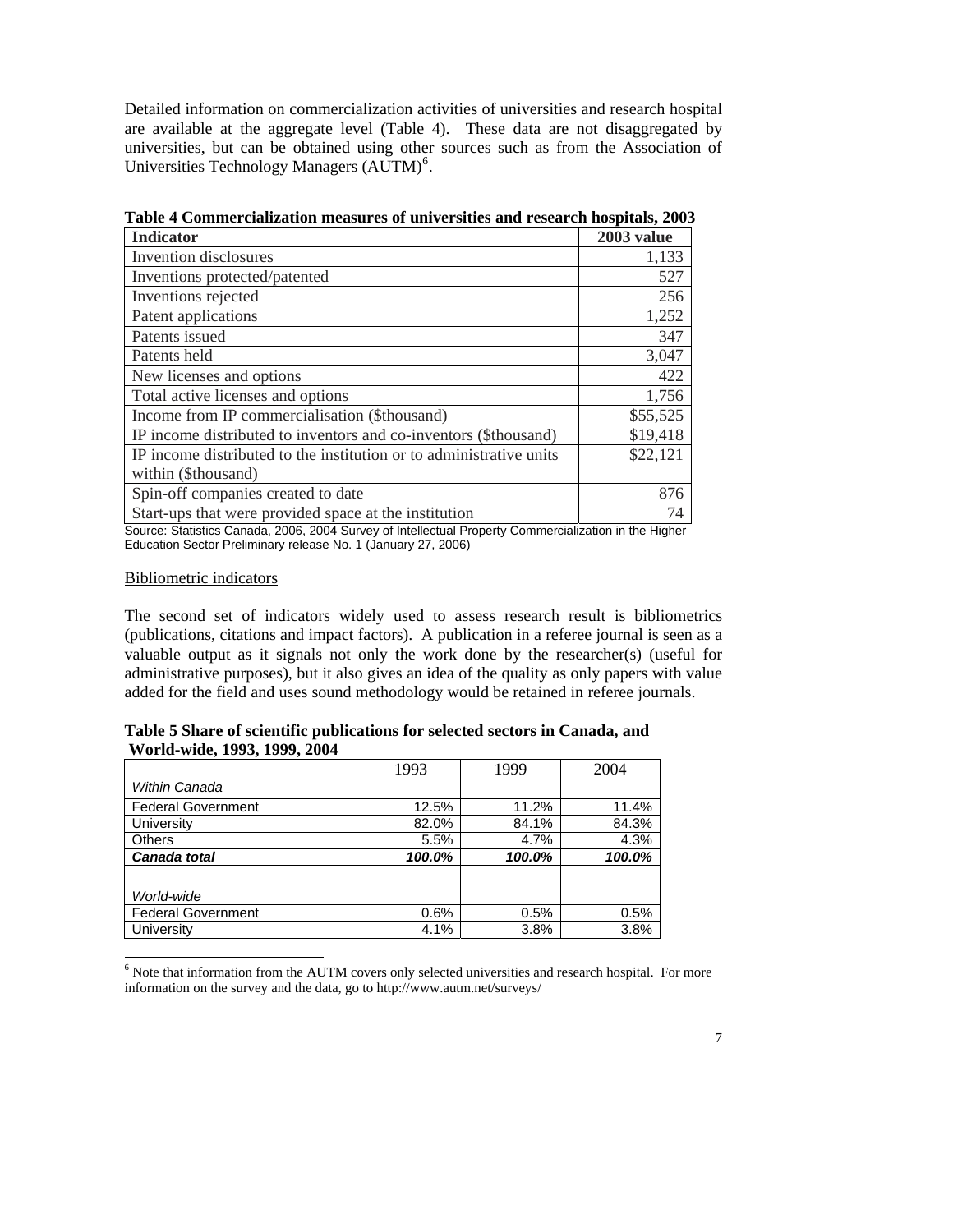Detailed information on commercialization activities of universities and research hospital are available at the aggregate level (Table 4). These data are not disaggregated by universities, but can be obtained using other sources such as from the Association of Universities Technology Managers (AUTM)[6].

**Table 4 Commercialization measures of universities and research hospitals, 2003**

| Indicator | 2003 value |
|---|---|
| Invention disclosures | 1,133 |
| Inventions protected/patented | 527 |
| Inventions rejected | 256 |
| Patent applications | 1,252 |
| Patents issued | 347 |
| Patents held | 3,047 |
| New licenses and options | 422 |
| Total active licenses and options | 1,756 |
| Income from IP commercialisation ($thousand) | $55,525 |
| IP income distributed to inventors and co-inventors ($thousand) | $19,418 |
| IP income distributed to the institution or to administrative units within ($thousand) | $22,121 |
| Spin-off companies created to date | 876 |
| Start-ups that were provided space at the institution | 74 |

Source: Statistics Canada, 2006, 2004 Survey of Intellectual Property Commercialization in the Higher Education Sector Preliminary release No. 1 (January 27, 2006)

Bibliometric indicators

The second set of indicators widely used to assess research result is bibliometrics (publications, citations and impact factors). A publication in a referee journal is seen as a valuable output as it signals not only the work done by the researcher(s) (useful for administrative purposes), but it also gives an idea of the quality as only papers with value added for the field and uses sound methodology would be retained in referee journals.

**Table 5 Share of scientific publications for selected sectors in Canada, and World-wide, 1993, 1999, 2004**

| | 1993 | 1999 | 2004 |
|---|---|---|---|
| *Within Canada* | | | |
| Federal Government | 12.5% | 11.2% | 11.4% |
| University | 82.0% | 84.1% | 84.3% |
| Others | 5.5% | 4.7% | 4.3% |
| ***Canada total*** | ***100.0%*** | ***100.0%*** | ***100.0%*** |
| | | | |
| *World-wide* | | | |
| Federal Government | 0.6% | 0.5% | 0.5% |
| University | 4.1% | 3.8% | 3.8% |

[6] Note that information from the AUTM covers only selected universities and research hospital. For more information on the survey and the data, go to http://www.autm.net/surveys/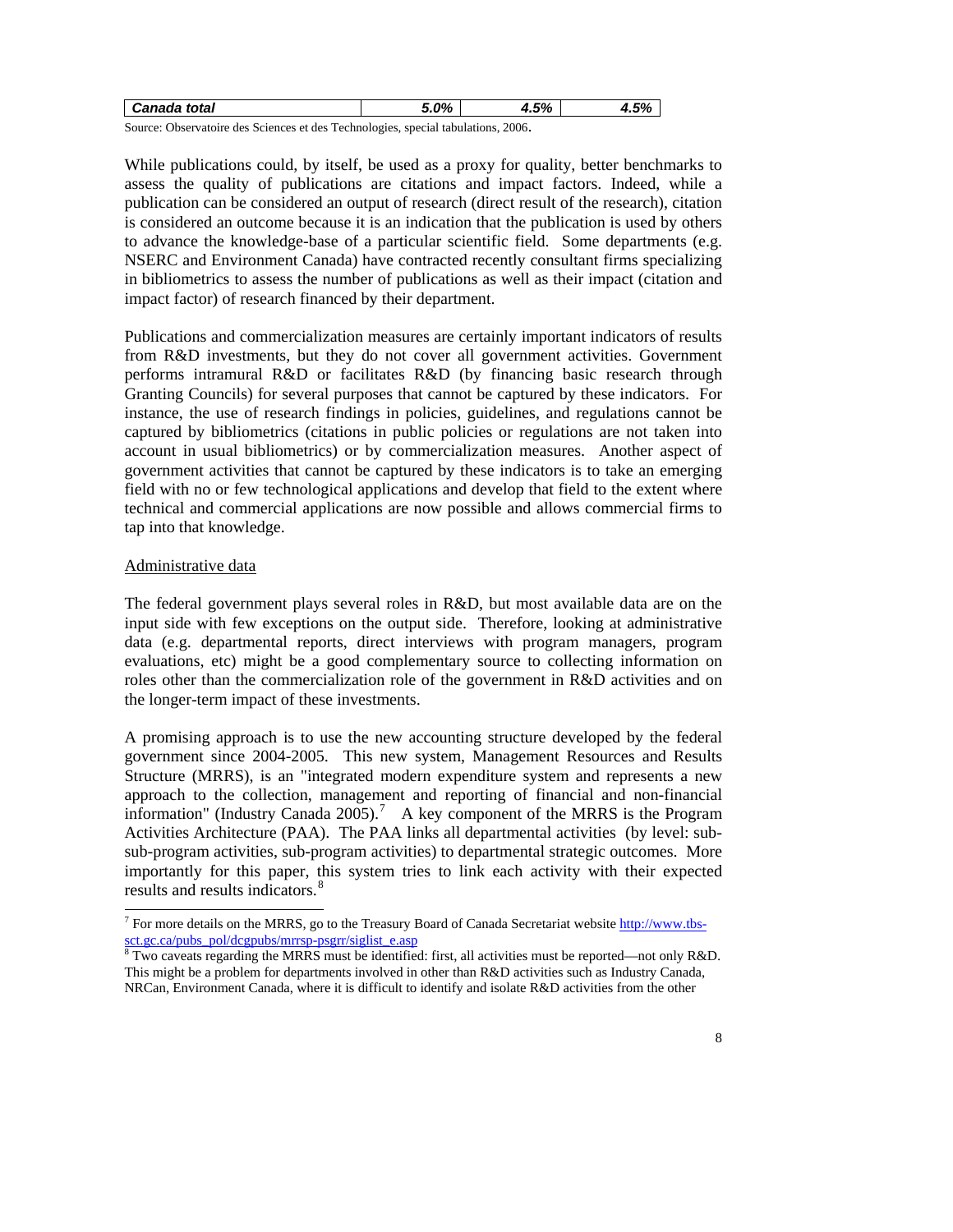| *Canada total* | *5.0%* | *4.5%* | *4.5%* |
|---|---|---|---|

Source: Observatoire des Sciences et des Technologies, special tabulations, 2006.

While publications could, by itself, be used as a proxy for quality, better benchmarks to assess the quality of publications are citations and impact factors. Indeed, while a publication can be considered an output of research (direct result of the research), citation is considered an outcome because it is an indication that the publication is used by others to advance the knowledge-base of a particular scientific field. Some departments (e.g. NSERC and Environment Canada) have contracted recently consultant firms specializing in bibliometrics to assess the number of publications as well as their impact (citation and impact factor) of research financed by their department.

Publications and commercialization measures are certainly important indicators of results from R&D investments, but they do not cover all government activities. Government performs intramural R&D or facilitates R&D (by financing basic research through Granting Councils) for several purposes that cannot be captured by these indicators. For instance, the use of research findings in policies, guidelines, and regulations cannot be captured by bibliometrics (citations in public policies or regulations are not taken into account in usual bibliometrics) or by commercialization measures. Another aspect of government activities that cannot be captured by these indicators is to take an emerging field with no or few technological applications and develop that field to the extent where technical and commercial applications are now possible and allows commercial firms to tap into that knowledge.

Administrative data

The federal government plays several roles in R&D, but most available data are on the input side with few exceptions on the output side. Therefore, looking at administrative data (e.g. departmental reports, direct interviews with program managers, program evaluations, etc) might be a good complementary source to collecting information on roles other than the commercialization role of the government in R&D activities and on the longer-term impact of these investments.

A promising approach is to use the new accounting structure developed by the federal government since 2004-2005. This new system, Management Resources and Results Structure (MRRS), is an "integrated modern expenditure system and represents a new approach to the collection, management and reporting of financial and non-financial information" (Industry Canada 2005).[7] A key component of the MRRS is the Program Activities Architecture (PAA). The PAA links all departmental activities (by level: sub-sub-program activities, sub-program activities) to departmental strategic outcomes. More importantly for this paper, this system tries to link each activity with their expected results and results indicators.[8]

[7] For more details on the MRRS, go to the Treasury Board of Canada Secretariat website http://www.tbs-sct.gc.ca/pubs_pol/dcgpubs/mrrsp-psgrr/siglist_e.asp

[8] Two caveats regarding the MRRS must be identified: first, all activities must be reported—not only R&D. This might be a problem for departments involved in other than R&D activities such as Industry Canada, NRCan, Environment Canada, where it is difficult to identify and isolate R&D activities from the other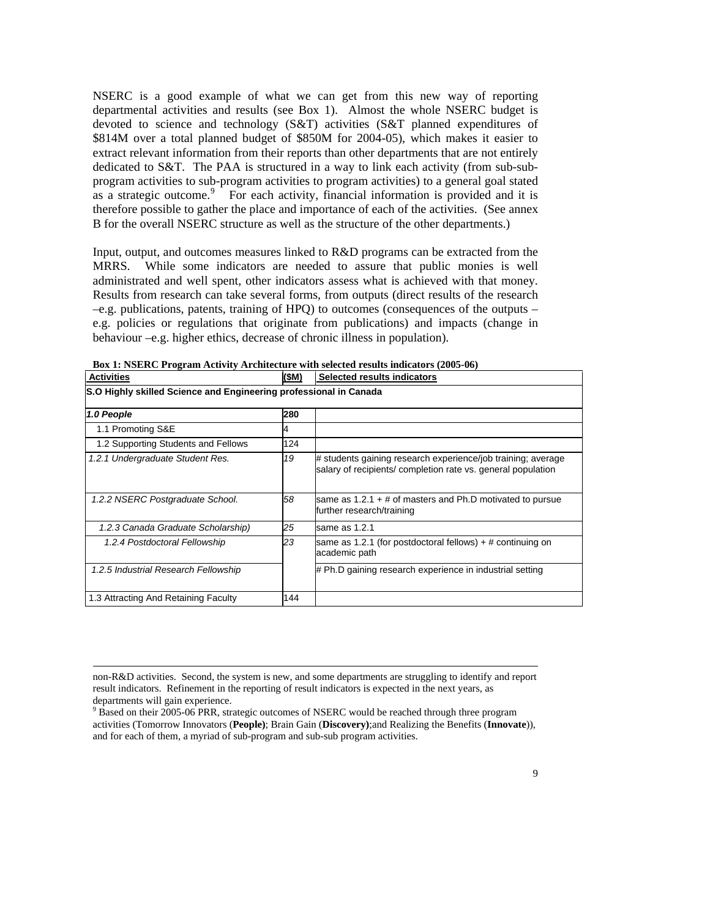NSERC is a good example of what we can get from this new way of reporting departmental activities and results (see Box 1). Almost the whole NSERC budget is devoted to science and technology (S&T) activities (S&T planned expenditures of $814M over a total planned budget of $850M for 2004-05), which makes it easier to extract relevant information from their reports than other departments that are not entirely dedicated to S&T. The PAA is structured in a way to link each activity (from sub-sub-program activities to sub-program activities to program activities) to a general goal stated as a strategic outcome.[9] For each activity, financial information is provided and it is therefore possible to gather the place and importance of each of the activities. (See annex B for the overall NSERC structure as well as the structure of the other departments.)

Input, output, and outcomes measures linked to R&D programs can be extracted from the MRRS. While some indicators are needed to assure that public monies is well administrated and well spent, other indicators assess what is achieved with that money. Results from research can take several forms, from outputs (direct results of the research –e.g. publications, patents, training of HPQ) to outcomes (consequences of the outputs – e.g. policies or regulations that originate from publications) and impacts (change in behaviour –e.g. higher ethics, decrease of chronic illness in population).

**Box 1: NSERC Program Activity Architecture with selected results indicators (2005-06)**

| Activities | ($M) | Selected results indicators |
|---|---|---|
| **S.O Highly skilled Science and Engineering professional in Canada** | | |
| ***1.0 People*** | **280** | |
| 1.1 Promoting S&E | 4 | |
| 1.2 Supporting Students and Fellows | 124 | |
| *1.2.1 Undergraduate Student Res.* | *19* | # students gaining research experience/job training; average salary of recipients/ completion rate vs. general population |
| *1.2.2 NSERC Postgraduate School.* | *58* | same as 1.2.1 + # of masters and Ph.D motivated to pursue further research/training |
| *1.2.3 Canada Graduate Scholarship)* | *25* | same as 1.2.1 |
| *1.2.4 Postdoctoral Fellowship* | *23* | same as 1.2.1 (for postdoctoral fellows) + # continuing on academic path |
| *1.2.5 Industrial Research Fellowship* | | # Ph.D gaining research experience in industrial setting |
| 1.3 Attracting And Retaining Faculty | 144 | |

---

non-R&D activities. Second, the system is new, and some departments are struggling to identify and report result indicators. Refinement in the reporting of result indicators is expected in the next years, as departments will gain experience.

[9] Based on their 2005-06 PRR, strategic outcomes of NSERC would be reached through three program activities (Tomorrow Innovators (**People)**; Brain Gain (**Discovery)**;and Realizing the Benefits (**Innovate**)), and for each of them, a myriad of sub-program and sub-sub program activities.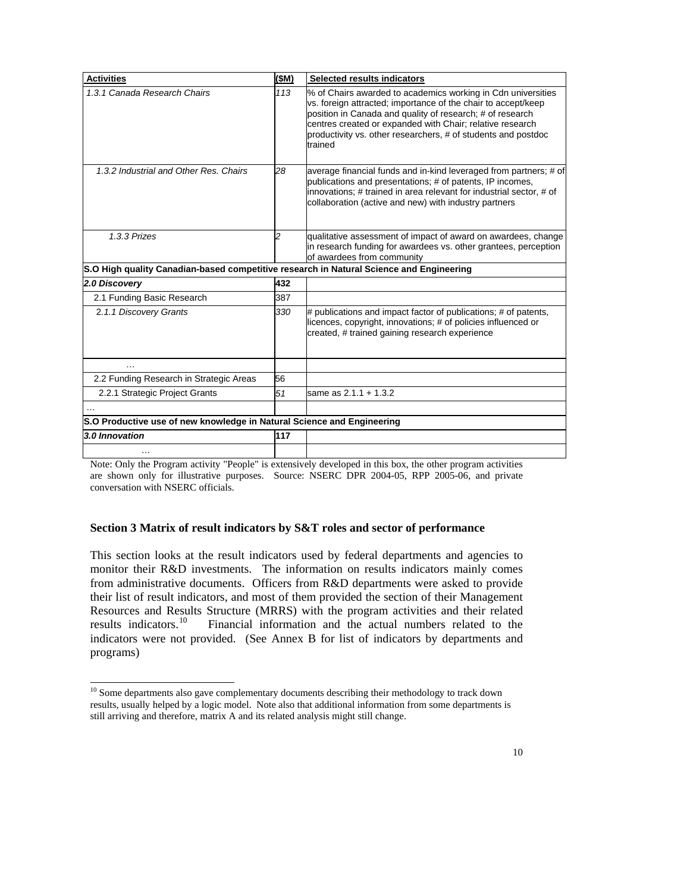| Activities | ($M) | Selected results indicators |
|---|---|---|
| *1.3.1 Canada Research Chairs* | *113* | % of Chairs awarded to academics working in Cdn universities vs. foreign attracted; importance of the chair to accept/keep position in Canada and quality of research; # of research centres created or expanded with Chair; relative research productivity vs. other researchers, # of students and postdoc trained |
| *1.3.2 Industrial and Other Res. Chairs* | *28* | average financial funds and in-kind leveraged from partners; # of publications and presentations; # of patents, IP incomes, innovations; # trained in area relevant for industrial sector, # of collaboration (active and new) with industry partners |
| *1.3.3 Prizes* | *2* | qualitative assessment of impact of award on awardees, change in research funding for awardees vs. other grantees, perception of awardees from community |
| **S.O High quality Canadian-based competitive research in Natural Science and Engineering** | | |
| ***2.0 Discovery*** | **432** | |
| 2.1 Funding Basic Research | 387 | |
| *2.1.1 Discovery Grants* | *330* | # publications and impact factor of publications; # of patents, licences, copyright, innovations; # of policies influenced or created, # trained gaining research experience |
| … | | |
| 2.2 Funding Research in Strategic Areas | 56 | |
| 2.2.1 Strategic Project Grants | *51* | same as 2.1.1 + 1.3.2 |
| … | | |
| **S.O Productive use of new knowledge in Natural Science and Engineering** | | |
| ***3.0 Innovation*** | **117** | |
| … | | |

Note: Only the Program activity "People" is extensively developed in this box, the other program activities are shown only for illustrative purposes. Source: NSERC DPR 2004-05, RPP 2005-06, and private conversation with NSERC officials.

## Section 3 Matrix of result indicators by S&T roles and sector of performance

This section looks at the result indicators used by federal departments and agencies to monitor their R&D investments. The information on results indicators mainly comes from administrative documents. Officers from R&D departments were asked to provide their list of result indicators, and most of them provided the section of their Management Resources and Results Structure (MRRS) with the program activities and their related results indicators.[10] Financial information and the actual numbers related to the indicators were not provided. (See Annex B for list of indicators by departments and programs)

[10] Some departments also gave complementary documents describing their methodology to track down results, usually helped by a logic model. Note also that additional information from some departments is still arriving and therefore, matrix A and its related analysis might still change.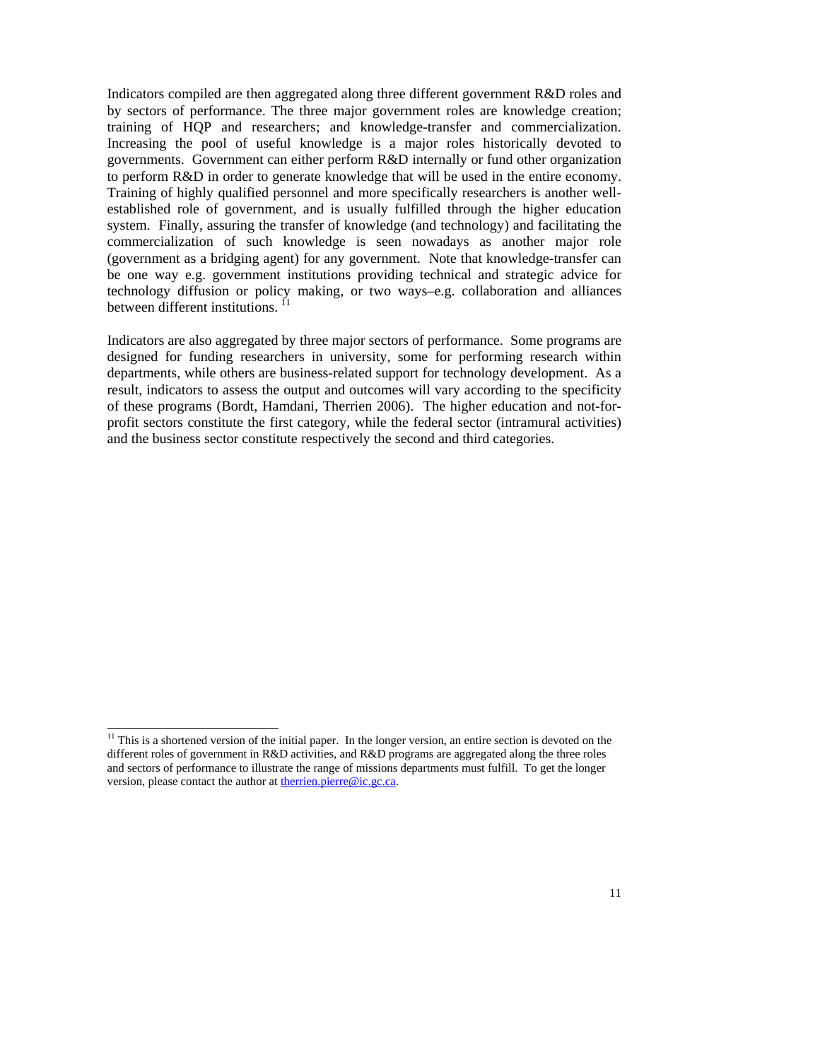Indicators compiled are then aggregated along three different government R&D roles and by sectors of performance. The three major government roles are knowledge creation; training of HQP and researchers; and knowledge-transfer and commercialization. Increasing the pool of useful knowledge is a major roles historically devoted to governments. Government can either perform R&D internally or fund other organization to perform R&D in order to generate knowledge that will be used in the entire economy. Training of highly qualified personnel and more specifically researchers is another well-established role of government, and is usually fulfilled through the higher education system. Finally, assuring the transfer of knowledge (and technology) and facilitating the commercialization of such knowledge is seen nowadays as another major role (government as a bridging agent) for any government. Note that knowledge-transfer can be one way e.g. government institutions providing technical and strategic advice for technology diffusion or policy making, or two ways–e.g. collaboration and alliances between different institutions. [11]

Indicators are also aggregated by three major sectors of performance. Some programs are designed for funding researchers in university, some for performing research within departments, while others are business-related support for technology development. As a result, indicators to assess the output and outcomes will vary according to the specificity of these programs (Bordt, Hamdani, Therrien 2006). The higher education and not-for-profit sectors constitute the first category, while the federal sector (intramural activities) and the business sector constitute respectively the second and third categories.

---

[11] This is a shortened version of the initial paper. In the longer version, an entire section is devoted on the different roles of government in R&D activities, and R&D programs are aggregated along the three roles and sectors of performance to illustrate the range of missions departments must fulfill. To get the longer version, please contact the author at therrien.pierre@ic.gc.ca.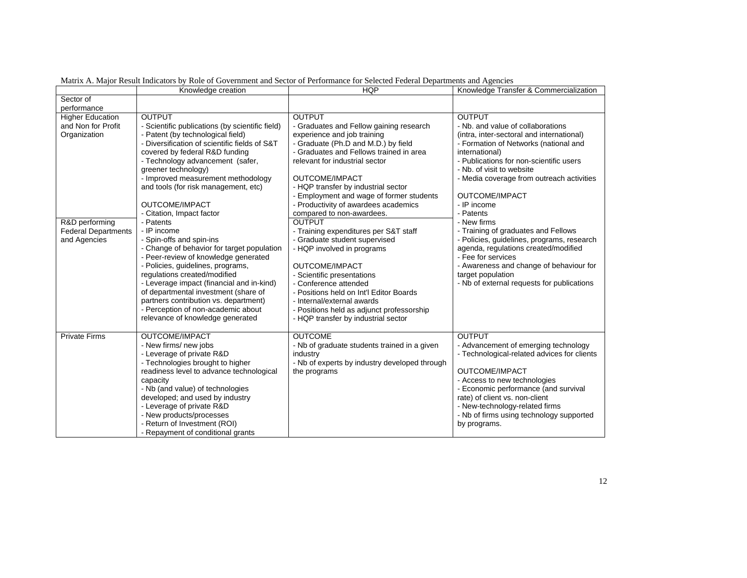Matrix A. Major Result Indicators by Role of Government and Sector of Performance for Selected Federal Departments and Agencies

| Sector of performance | Knowledge creation | HQP | Knowledge Transfer & Commercialization |
|---|---|---|---|
| Higher Education and Non for Profit Organization | OUTPUT<br>- Scientific publications (by scientific field)<br>- Patent (by technological field)<br>- Diversification of scientific fields of S&T covered by federal R&D funding<br>- Technology advancement (safer, greener technology)<br>- Improved measurement methodology and tools (for risk management, etc)<br><br>OUTCOME/IMPACT<br>- Citation, Impact factor<br>- Patents<br>- IP income<br>- Spin-offs and spin-ins<br>- Change of behavior for target population<br>- Peer-review of knowledge generated<br>- Policies, guidelines, programs, regulations created/modified<br>- Leverage impact (financial and in-kind) of departmental investment (share of partners contribution vs. department)<br>- Perception of non-academic about relevance of knowledge generated | OUTPUT<br>- Graduates and Fellow gaining research experience and job training<br>- Graduate (Ph.D and M.D.) by field<br>- Graduates and Fellows trained in area relevant for industrial sector<br><br>OUTCOME/IMPACT<br>- HQP transfer by industrial sector<br>- Employment and wage of former students<br>- Productivity of awardees academics compared to non-awardees. | OUTPUT<br>- Nb. and value of collaborations (intra, inter-sectoral and international)<br>- Formation of Networks (national and international)<br>- Publications for non-scientific users<br>- Nb. of visit to website<br>- Media coverage from outreach activities<br><br>OUTCOME/IMPACT<br>- IP income<br>- Patents<br>- New firms<br>- Training of graduates and Fellows<br>- Policies, guidelines, programs, research agenda, regulations created/modified<br>- Fee for services<br>- Awareness and change of behaviour for target population<br>- Nb of external requests for publications |
| R&D performing Federal Departments and Agencies | | OUTPUT<br>- Training expenditures per S&T staff<br>- Graduate student supervised<br>- HQP involved in programs<br><br>OUTCOME/IMPACT<br>- Scientific presentations<br>- Conference attended<br>- Positions held on Int'l Editor Boards<br>- Internal/external awards<br>- Positions held as adjunct professorship<br>- HQP transfer by industrial sector | |
| Private Firms | OUTCOME/IMPACT<br>- New firms/ new jobs<br>- Leverage of private R&D<br>- Technologies brought to higher readiness level to advance technological capacity<br>- Nb (and value) of technologies developed; and used by industry<br>- Leverage of private R&D<br>- New products/processes<br>- Return of Investment (ROI)<br>- Repayment of conditional grants | OUTCOME<br>- Nb of graduate students trained in a given industry<br>- Nb of experts by industry developed through the programs | OUTPUT<br>- Advancement of emerging technology<br>- Technological-related advices for clients<br><br>OUTCOME/IMPACT<br>- Access to new technologies<br>- Economic performance (and survival rate) of client vs. non-client<br>- New-technology-related firms<br>- Nb of firms using technology supported by programs. |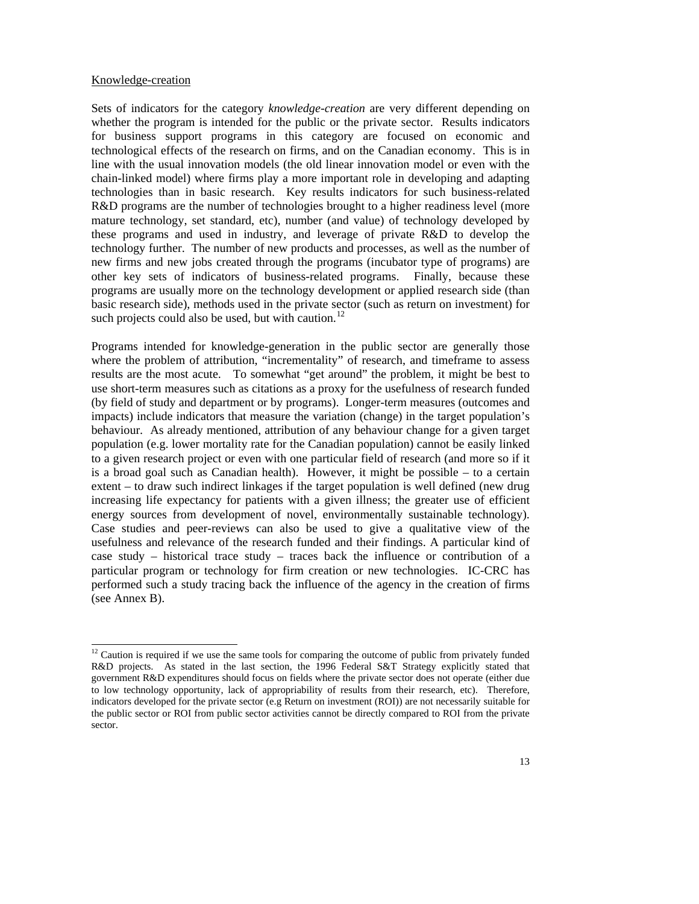Knowledge-creation

Sets of indicators for the category *knowledge-creation* are very different depending on whether the program is intended for the public or the private sector. Results indicators for business support programs in this category are focused on economic and technological effects of the research on firms, and on the Canadian economy. This is in line with the usual innovation models (the old linear innovation model or even with the chain-linked model) where firms play a more important role in developing and adapting technologies than in basic research. Key results indicators for such business-related R&D programs are the number of technologies brought to a higher readiness level (more mature technology, set standard, etc), number (and value) of technology developed by these programs and used in industry, and leverage of private R&D to develop the technology further. The number of new products and processes, as well as the number of new firms and new jobs created through the programs (incubator type of programs) are other key sets of indicators of business-related programs. Finally, because these programs are usually more on the technology development or applied research side (than basic research side), methods used in the private sector (such as return on investment) for such projects could also be used, but with caution.[12]

Programs intended for knowledge-generation in the public sector are generally those where the problem of attribution, "incrementality" of research, and timeframe to assess results are the most acute. To somewhat "get around" the problem, it might be best to use short-term measures such as citations as a proxy for the usefulness of research funded (by field of study and department or by programs). Longer-term measures (outcomes and impacts) include indicators that measure the variation (change) in the target population's behaviour. As already mentioned, attribution of any behaviour change for a given target population (e.g. lower mortality rate for the Canadian population) cannot be easily linked to a given research project or even with one particular field of research (and more so if it is a broad goal such as Canadian health). However, it might be possible – to a certain extent – to draw such indirect linkages if the target population is well defined (new drug increasing life expectancy for patients with a given illness; the greater use of efficient energy sources from development of novel, environmentally sustainable technology). Case studies and peer-reviews can also be used to give a qualitative view of the usefulness and relevance of the research funded and their findings. A particular kind of case study – historical trace study – traces back the influence or contribution of a particular program or technology for firm creation or new technologies. IC-CRC has performed such a study tracing back the influence of the agency in the creation of firms (see Annex B).

[12] Caution is required if we use the same tools for comparing the outcome of public from privately funded R&D projects. As stated in the last section, the 1996 Federal S&T Strategy explicitly stated that government R&D expenditures should focus on fields where the private sector does not operate (either due to low technology opportunity, lack of appropriability of results from their research, etc). Therefore, indicators developed for the private sector (e.g Return on investment (ROI)) are not necessarily suitable for the public sector or ROI from public sector activities cannot be directly compared to ROI from the private sector.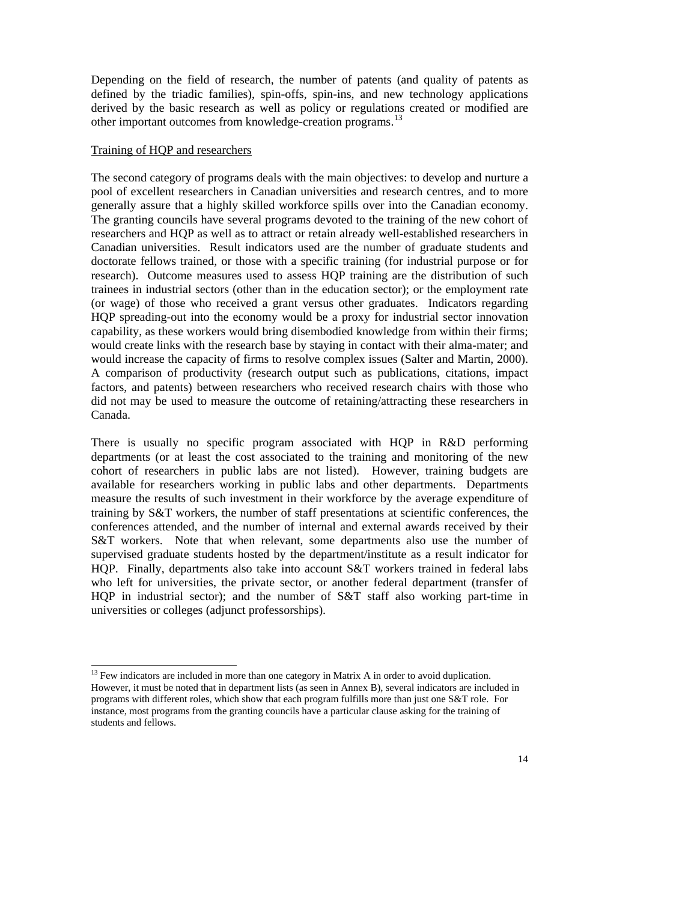Depending on the field of research, the number of patents (and quality of patents as defined by the triadic families), spin-offs, spin-ins, and new technology applications derived by the basic research as well as policy or regulations created or modified are other important outcomes from knowledge-creation programs.[13]

Training of HQP and researchers

The second category of programs deals with the main objectives: to develop and nurture a pool of excellent researchers in Canadian universities and research centres, and to more generally assure that a highly skilled workforce spills over into the Canadian economy. The granting councils have several programs devoted to the training of the new cohort of researchers and HQP as well as to attract or retain already well-established researchers in Canadian universities. Result indicators used are the number of graduate students and doctorate fellows trained, or those with a specific training (for industrial purpose or for research). Outcome measures used to assess HQP training are the distribution of such trainees in industrial sectors (other than in the education sector); or the employment rate (or wage) of those who received a grant versus other graduates. Indicators regarding HQP spreading-out into the economy would be a proxy for industrial sector innovation capability, as these workers would bring disembodied knowledge from within their firms; would create links with the research base by staying in contact with their alma-mater; and would increase the capacity of firms to resolve complex issues (Salter and Martin, 2000). A comparison of productivity (research output such as publications, citations, impact factors, and patents) between researchers who received research chairs with those who did not may be used to measure the outcome of retaining/attracting these researchers in Canada.

There is usually no specific program associated with HQP in R&D performing departments (or at least the cost associated to the training and monitoring of the new cohort of researchers in public labs are not listed). However, training budgets are available for researchers working in public labs and other departments. Departments measure the results of such investment in their workforce by the average expenditure of training by S&T workers, the number of staff presentations at scientific conferences, the conferences attended, and the number of internal and external awards received by their S&T workers. Note that when relevant, some departments also use the number of supervised graduate students hosted by the department/institute as a result indicator for HQP. Finally, departments also take into account S&T workers trained in federal labs who left for universities, the private sector, or another federal department (transfer of HQP in industrial sector); and the number of S&T staff also working part-time in universities or colleges (adjunct professorships).

---

[13] Few indicators are included in more than one category in Matrix A in order to avoid duplication. However, it must be noted that in department lists (as seen in Annex B), several indicators are included in programs with different roles, which show that each program fulfills more than just one S&T role. For instance, most programs from the granting councils have a particular clause asking for the training of students and fellows.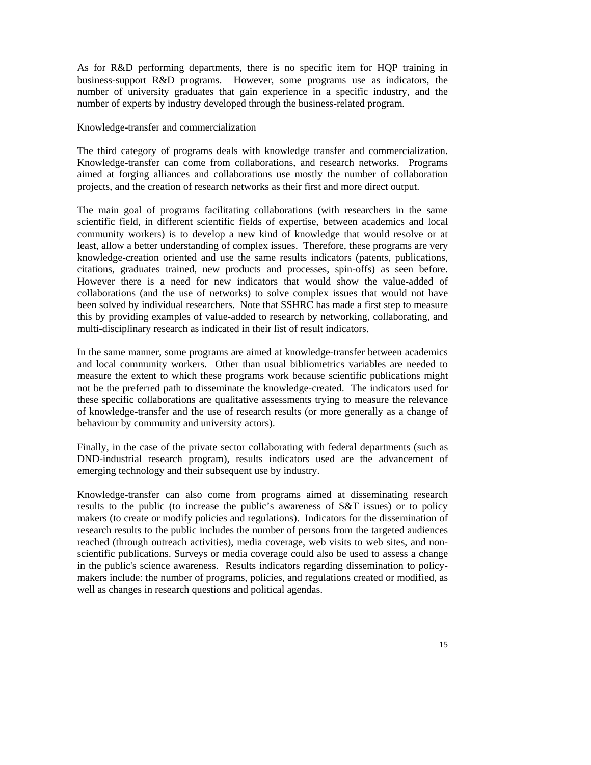As for R&D performing departments, there is no specific item for HQP training in business-support R&D programs. However, some programs use as indicators, the number of university graduates that gain experience in a specific industry, and the number of experts by industry developed through the business-related program.

<u>Knowledge-transfer and commercialization</u>

The third category of programs deals with knowledge transfer and commercialization. Knowledge-transfer can come from collaborations, and research networks. Programs aimed at forging alliances and collaborations use mostly the number of collaboration projects, and the creation of research networks as their first and more direct output.

The main goal of programs facilitating collaborations (with researchers in the same scientific field, in different scientific fields of expertise, between academics and local community workers) is to develop a new kind of knowledge that would resolve or at least, allow a better understanding of complex issues. Therefore, these programs are very knowledge-creation oriented and use the same results indicators (patents, publications, citations, graduates trained, new products and processes, spin-offs) as seen before. However there is a need for new indicators that would show the value-added of collaborations (and the use of networks) to solve complex issues that would not have been solved by individual researchers. Note that SSHRC has made a first step to measure this by providing examples of value-added to research by networking, collaborating, and multi-disciplinary research as indicated in their list of result indicators.

In the same manner, some programs are aimed at knowledge-transfer between academics and local community workers. Other than usual bibliometrics variables are needed to measure the extent to which these programs work because scientific publications might not be the preferred path to disseminate the knowledge-created. The indicators used for these specific collaborations are qualitative assessments trying to measure the relevance of knowledge-transfer and the use of research results (or more generally as a change of behaviour by community and university actors).

Finally, in the case of the private sector collaborating with federal departments (such as DND-industrial research program), results indicators used are the advancement of emerging technology and their subsequent use by industry.

Knowledge-transfer can also come from programs aimed at disseminating research results to the public (to increase the public's awareness of S&T issues) or to policy makers (to create or modify policies and regulations). Indicators for the dissemination of research results to the public includes the number of persons from the targeted audiences reached (through outreach activities), media coverage, web visits to web sites, and non-scientific publications. Surveys or media coverage could also be used to assess a change in the public's science awareness. Results indicators regarding dissemination to policy-makers include: the number of programs, policies, and regulations created or modified, as well as changes in research questions and political agendas.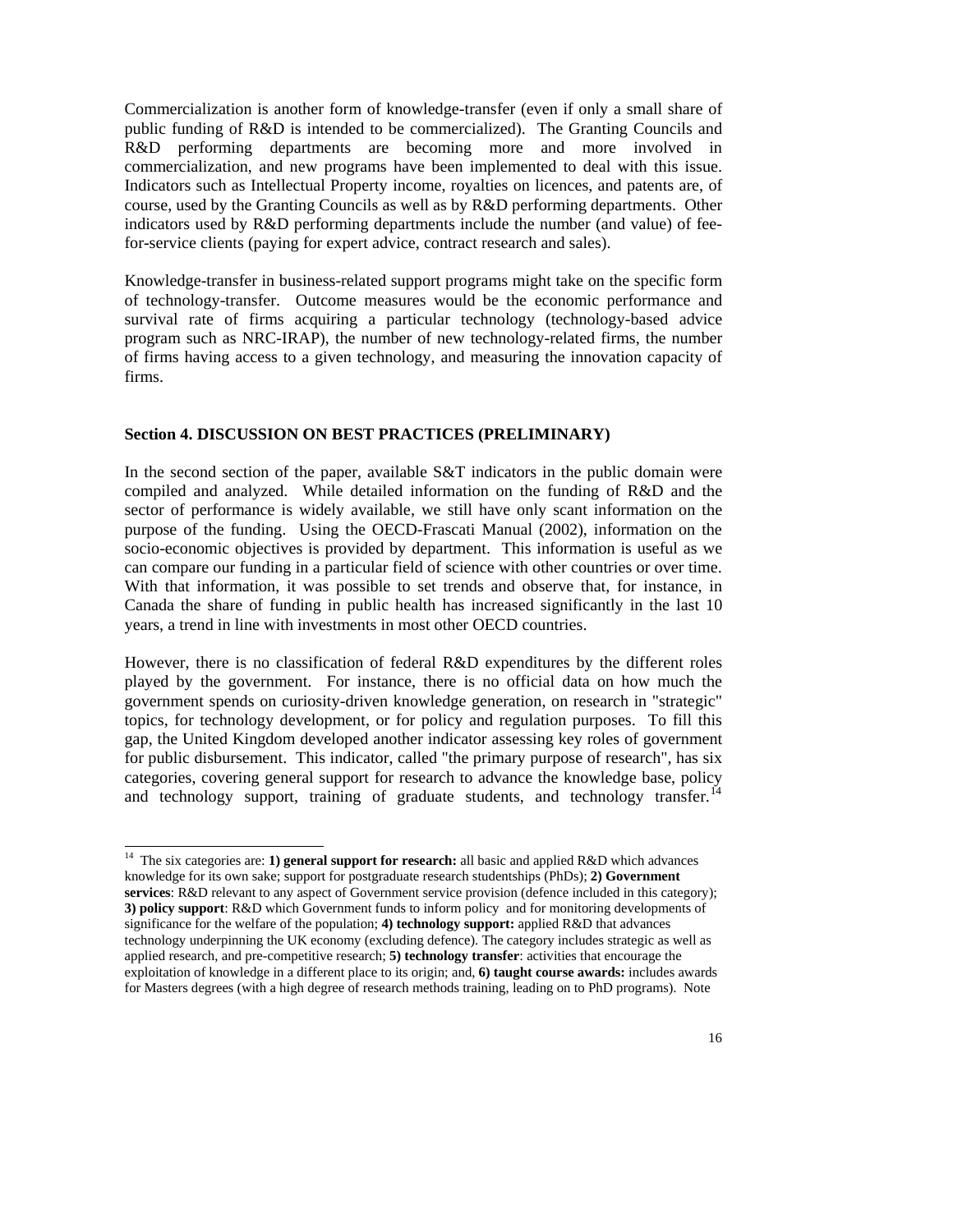Commercialization is another form of knowledge-transfer (even if only a small share of public funding of R&D is intended to be commercialized). The Granting Councils and R&D performing departments are becoming more and more involved in commercialization, and new programs have been implemented to deal with this issue. Indicators such as Intellectual Property income, royalties on licences, and patents are, of course, used by the Granting Councils as well as by R&D performing departments. Other indicators used by R&D performing departments include the number (and value) of fee-for-service clients (paying for expert advice, contract research and sales).

Knowledge-transfer in business-related support programs might take on the specific form of technology-transfer. Outcome measures would be the economic performance and survival rate of firms acquiring a particular technology (technology-based advice program such as NRC-IRAP), the number of new technology-related firms, the number of firms having access to a given technology, and measuring the innovation capacity of firms.

## Section 4. DISCUSSION ON BEST PRACTICES (PRELIMINARY)

In the second section of the paper, available S&T indicators in the public domain were compiled and analyzed. While detailed information on the funding of R&D and the sector of performance is widely available, we still have only scant information on the purpose of the funding. Using the OECD-Frascati Manual (2002), information on the socio-economic objectives is provided by department. This information is useful as we can compare our funding in a particular field of science with other countries or over time. With that information, it was possible to set trends and observe that, for instance, in Canada the share of funding in public health has increased significantly in the last 10 years, a trend in line with investments in most other OECD countries.

However, there is no classification of federal R&D expenditures by the different roles played by the government. For instance, there is no official data on how much the government spends on curiosity-driven knowledge generation, on research in "strategic" topics, for technology development, or for policy and regulation purposes. To fill this gap, the United Kingdom developed another indicator assessing key roles of government for public disbursement. This indicator, called "the primary purpose of research", has six categories, covering general support for research to advance the knowledge base, policy and technology support, training of graduate students, and technology transfer.[14]

---

[14] The six categories are: **1) general support for research:** all basic and applied R&D which advances knowledge for its own sake; support for postgraduate research studentships (PhDs); **2) Government services**: R&D relevant to any aspect of Government service provision (defence included in this category); **3) policy support**: R&D which Government funds to inform policy and for monitoring developments of significance for the welfare of the population; **4) technology support:** applied R&D that advances technology underpinning the UK economy (excluding defence). The category includes strategic as well as applied research, and pre-competitive research; **5) technology transfer**: activities that encourage the exploitation of knowledge in a different place to its origin; and, **6) taught course awards:** includes awards for Masters degrees (with a high degree of research methods training, leading on to PhD programs). Note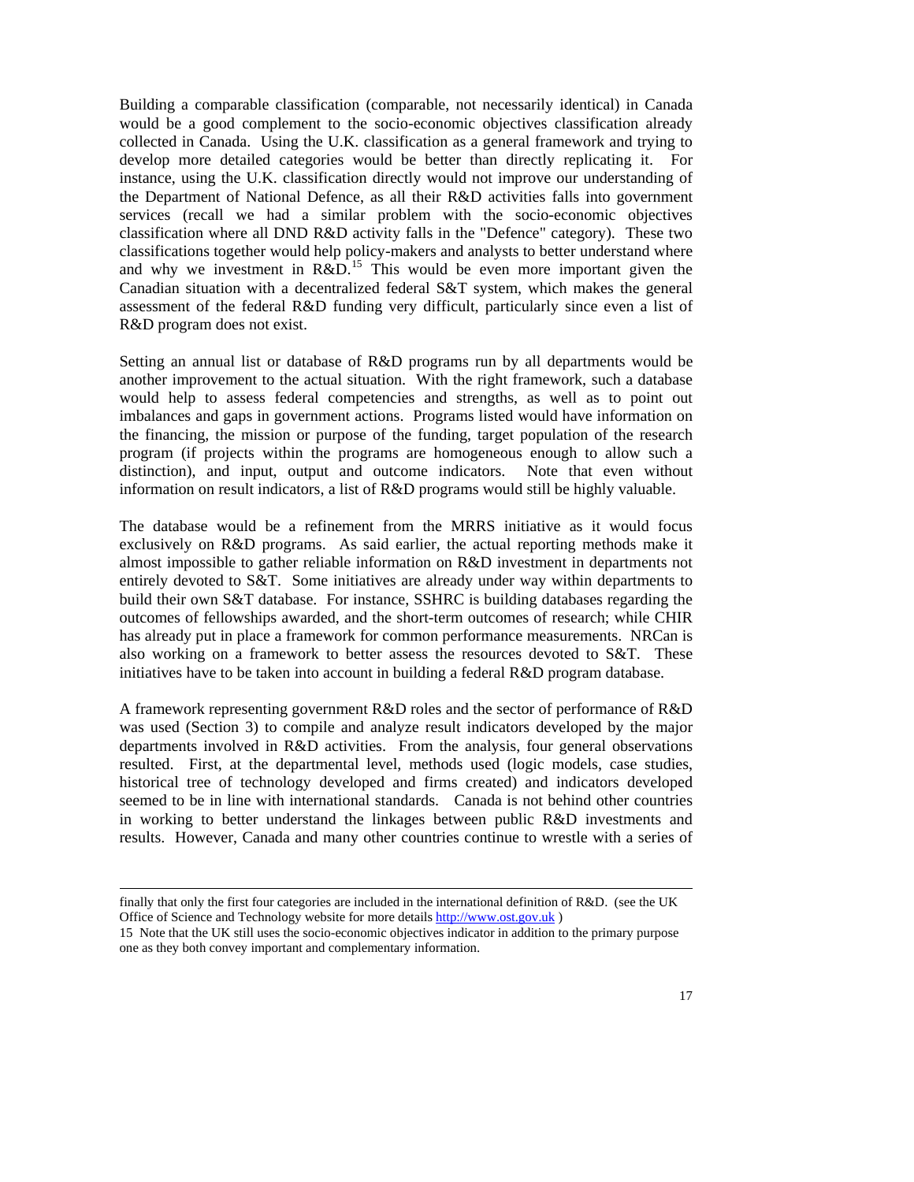Building a comparable classification (comparable, not necessarily identical) in Canada would be a good complement to the socio-economic objectives classification already collected in Canada. Using the U.K. classification as a general framework and trying to develop more detailed categories would be better than directly replicating it. For instance, using the U.K. classification directly would not improve our understanding of the Department of National Defence, as all their R&D activities falls into government services (recall we had a similar problem with the socio-economic objectives classification where all DND R&D activity falls in the "Defence" category). These two classifications together would help policy-makers and analysts to better understand where and why we investment in R&D.[15] This would be even more important given the Canadian situation with a decentralized federal S&T system, which makes the general assessment of the federal R&D funding very difficult, particularly since even a list of R&D program does not exist.

Setting an annual list or database of R&D programs run by all departments would be another improvement to the actual situation. With the right framework, such a database would help to assess federal competencies and strengths, as well as to point out imbalances and gaps in government actions. Programs listed would have information on the financing, the mission or purpose of the funding, target population of the research program (if projects within the programs are homogeneous enough to allow such a distinction), and input, output and outcome indicators. Note that even without information on result indicators, a list of R&D programs would still be highly valuable.

The database would be a refinement from the MRRS initiative as it would focus exclusively on R&D programs. As said earlier, the actual reporting methods make it almost impossible to gather reliable information on R&D investment in departments not entirely devoted to S&T. Some initiatives are already under way within departments to build their own S&T database. For instance, SSHRC is building databases regarding the outcomes of fellowships awarded, and the short-term outcomes of research; while CHIR has already put in place a framework for common performance measurements. NRCan is also working on a framework to better assess the resources devoted to S&T. These initiatives have to be taken into account in building a federal R&D program database.

A framework representing government R&D roles and the sector of performance of R&D was used (Section 3) to compile and analyze result indicators developed by the major departments involved in R&D activities. From the analysis, four general observations resulted. First, at the departmental level, methods used (logic models, case studies, historical tree of technology developed and firms created) and indicators developed seemed to be in line with international standards. Canada is not behind other countries in working to better understand the linkages between public R&D investments and results. However, Canada and many other countries continue to wrestle with a series of

---

finally that only the first four categories are included in the international definition of R&D. (see the UK Office of Science and Technology website for more details http://www.ost.gov.uk )

15 Note that the UK still uses the socio-economic objectives indicator in addition to the primary purpose one as they both convey important and complementary information.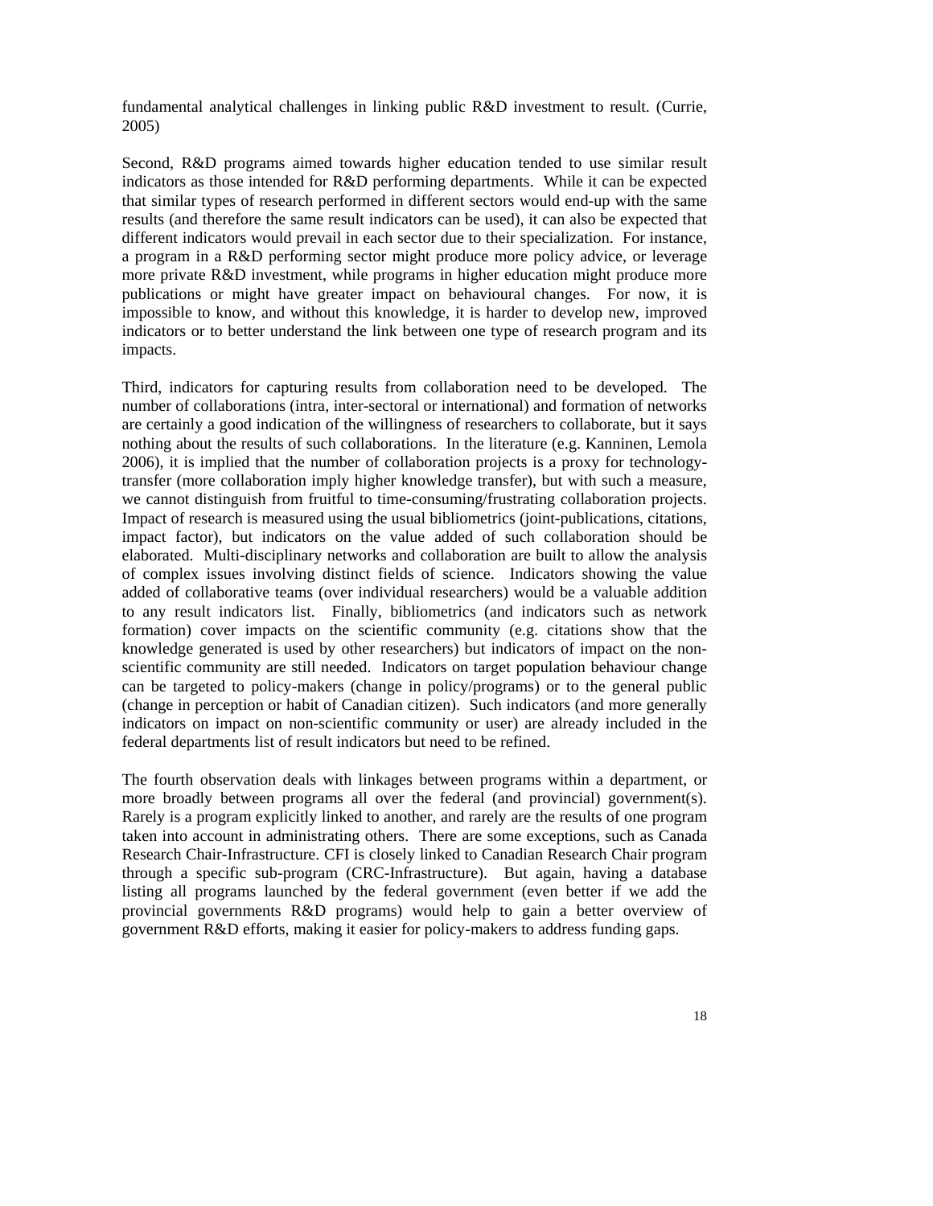fundamental analytical challenges in linking public R&D investment to result. (Currie, 2005)

Second, R&D programs aimed towards higher education tended to use similar result indicators as those intended for R&D performing departments. While it can be expected that similar types of research performed in different sectors would end-up with the same results (and therefore the same result indicators can be used), it can also be expected that different indicators would prevail in each sector due to their specialization. For instance, a program in a R&D performing sector might produce more policy advice, or leverage more private R&D investment, while programs in higher education might produce more publications or might have greater impact on behavioural changes. For now, it is impossible to know, and without this knowledge, it is harder to develop new, improved indicators or to better understand the link between one type of research program and its impacts.

Third, indicators for capturing results from collaboration need to be developed. The number of collaborations (intra, inter-sectoral or international) and formation of networks are certainly a good indication of the willingness of researchers to collaborate, but it says nothing about the results of such collaborations. In the literature (e.g. Kanninen, Lemola 2006), it is implied that the number of collaboration projects is a proxy for technology-transfer (more collaboration imply higher knowledge transfer), but with such a measure, we cannot distinguish from fruitful to time-consuming/frustrating collaboration projects. Impact of research is measured using the usual bibliometrics (joint-publications, citations, impact factor), but indicators on the value added of such collaboration should be elaborated. Multi-disciplinary networks and collaboration are built to allow the analysis of complex issues involving distinct fields of science. Indicators showing the value added of collaborative teams (over individual researchers) would be a valuable addition to any result indicators list. Finally, bibliometrics (and indicators such as network formation) cover impacts on the scientific community (e.g. citations show that the knowledge generated is used by other researchers) but indicators of impact on the non-scientific community are still needed. Indicators on target population behaviour change can be targeted to policy-makers (change in policy/programs) or to the general public (change in perception or habit of Canadian citizen). Such indicators (and more generally indicators on impact on non-scientific community or user) are already included in the federal departments list of result indicators but need to be refined.

The fourth observation deals with linkages between programs within a department, or more broadly between programs all over the federal (and provincial) government(s). Rarely is a program explicitly linked to another, and rarely are the results of one program taken into account in administrating others. There are some exceptions, such as Canada Research Chair-Infrastructure. CFI is closely linked to Canadian Research Chair program through a specific sub-program (CRC-Infrastructure). But again, having a database listing all programs launched by the federal government (even better if we add the provincial governments R&D programs) would help to gain a better overview of government R&D efforts, making it easier for policy-makers to address funding gaps.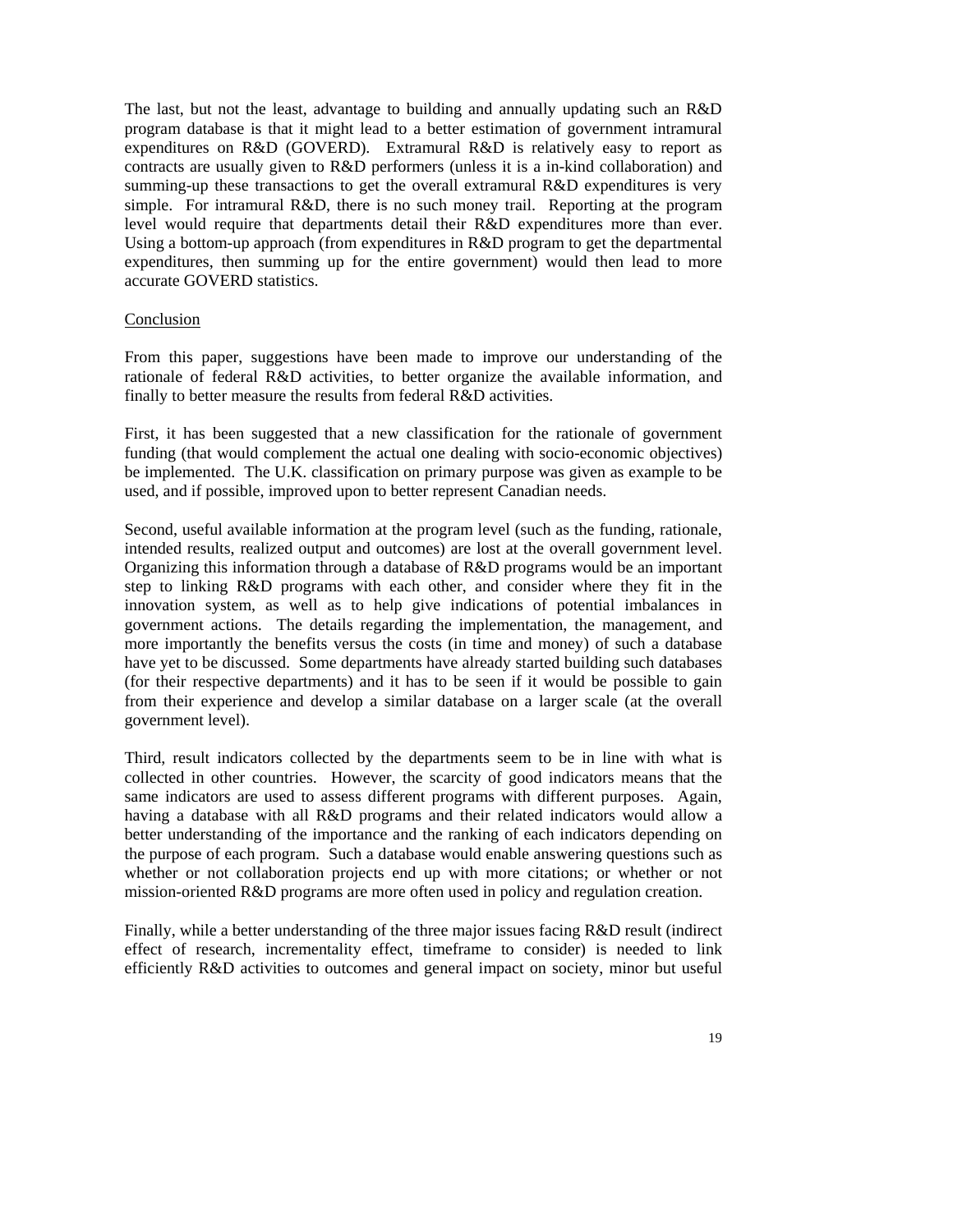The last, but not the least, advantage to building and annually updating such an R&D program database is that it might lead to a better estimation of government intramural expenditures on R&D (GOVERD). Extramural R&D is relatively easy to report as contracts are usually given to R&D performers (unless it is a in-kind collaboration) and summing-up these transactions to get the overall extramural R&D expenditures is very simple. For intramural R&D, there is no such money trail. Reporting at the program level would require that departments detail their R&D expenditures more than ever. Using a bottom-up approach (from expenditures in R&D program to get the departmental expenditures, then summing up for the entire government) would then lead to more accurate GOVERD statistics.

## Conclusion

From this paper, suggestions have been made to improve our understanding of the rationale of federal R&D activities, to better organize the available information, and finally to better measure the results from federal R&D activities.

First, it has been suggested that a new classification for the rationale of government funding (that would complement the actual one dealing with socio-economic objectives) be implemented. The U.K. classification on primary purpose was given as example to be used, and if possible, improved upon to better represent Canadian needs.

Second, useful available information at the program level (such as the funding, rationale, intended results, realized output and outcomes) are lost at the overall government level. Organizing this information through a database of R&D programs would be an important step to linking R&D programs with each other, and consider where they fit in the innovation system, as well as to help give indications of potential imbalances in government actions. The details regarding the implementation, the management, and more importantly the benefits versus the costs (in time and money) of such a database have yet to be discussed. Some departments have already started building such databases (for their respective departments) and it has to be seen if it would be possible to gain from their experience and develop a similar database on a larger scale (at the overall government level).

Third, result indicators collected by the departments seem to be in line with what is collected in other countries. However, the scarcity of good indicators means that the same indicators are used to assess different programs with different purposes. Again, having a database with all R&D programs and their related indicators would allow a better understanding of the importance and the ranking of each indicators depending on the purpose of each program. Such a database would enable answering questions such as whether or not collaboration projects end up with more citations; or whether or not mission-oriented R&D programs are more often used in policy and regulation creation.

Finally, while a better understanding of the three major issues facing R&D result (indirect effect of research, incrementality effect, timeframe to consider) is needed to link efficiently R&D activities to outcomes and general impact on society, minor but useful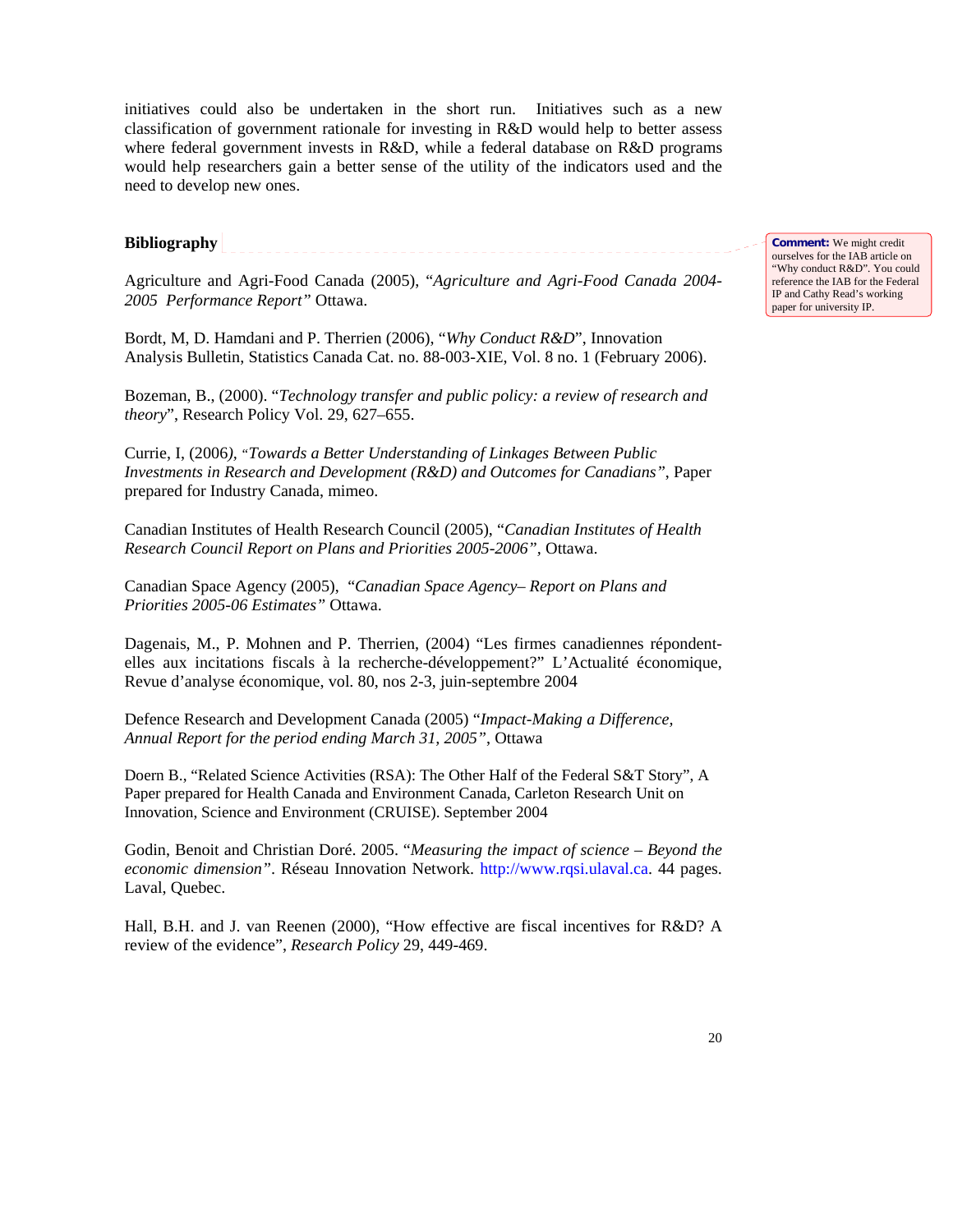initiatives could also be undertaken in the short run. Initiatives such as a new classification of government rationale for investing in R&D would help to better assess where federal government invests in R&D, while a federal database on R&D programs would help researchers gain a better sense of the utility of the indicators used and the need to develop new ones.

## Bibliography

> **Comment:** We might credit ourselves for the IAB article on "Why conduct R&D". You could reference the IAB for the Federal IP and Cathy Read's working paper for university IP.

Agriculture and Agri-Food Canada (2005), "*Agriculture and Agri-Food Canada 2004-2005 Performance Report"* Ottawa.

Bordt, M, D. Hamdani and P. Therrien (2006), "*Why Conduct R&D*", Innovation Analysis Bulletin, Statistics Canada Cat. no. 88-003-XIE, Vol. 8 no. 1 (February 2006).

Bozeman, B., (2000). "*Technology transfer and public policy: a review of research and theory*", Research Policy Vol. 29, 627–655.

Currie, I, (2006*), "Towards a Better Understanding of Linkages Between Public Investments in Research and Development (R&D) and Outcomes for Canadians"*, Paper prepared for Industry Canada, mimeo.

Canadian Institutes of Health Research Council (2005), "*Canadian Institutes of Health Research Council Report on Plans and Priorities 2005-2006"*, Ottawa.

Canadian Space Agency (2005), "*Canadian Space Agency– Report on Plans and Priorities 2005-06 Estimates"* Ottawa.

Dagenais, M., P. Mohnen and P. Therrien, (2004) "Les firmes canadiennes répondent-elles aux incitations fiscals à la recherche-développement?" L'Actualité économique, Revue d'analyse économique, vol. 80, nos 2-3, juin-septembre 2004

Defence Research and Development Canada (2005) "*Impact-Making a Difference, Annual Report for the period ending March 31, 2005"*, Ottawa

Doern B., "Related Science Activities (RSA): The Other Half of the Federal S&T Story", A Paper prepared for Health Canada and Environment Canada, Carleton Research Unit on Innovation, Science and Environment (CRUISE). September 2004

Godin, Benoit and Christian Doré. 2005. "*Measuring the impact of science – Beyond the economic dimension"*. Réseau Innovation Network. http://www.rqsi.ulaval.ca. 44 pages. Laval, Quebec.

Hall, B.H. and J. van Reenen (2000), "How effective are fiscal incentives for R&D? A review of the evidence", *Research Policy* 29, 449-469.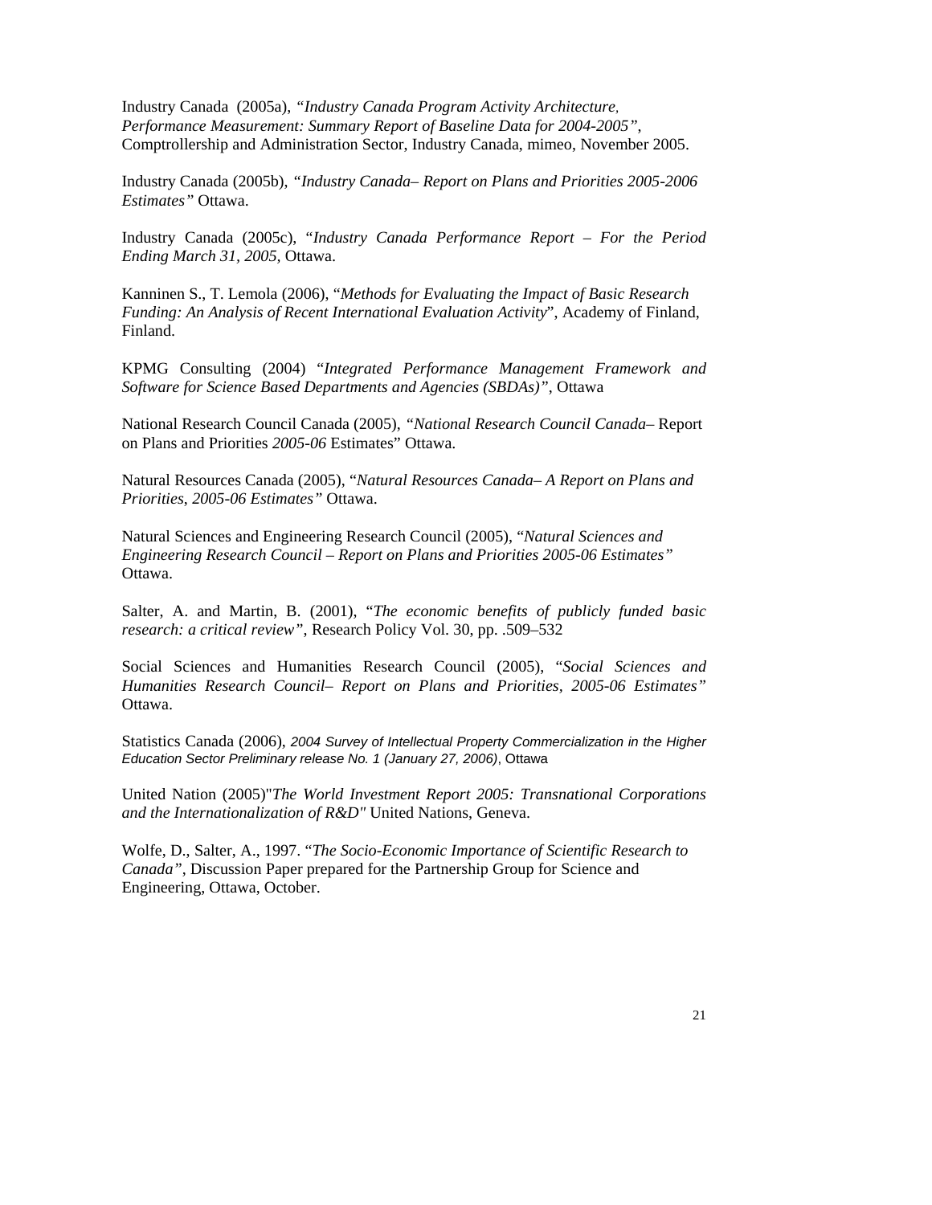Industry Canada (2005a), *"Industry Canada Program Activity Architecture, Performance Measurement: Summary Report of Baseline Data for 2004-2005"*, Comptrollership and Administration Sector, Industry Canada, mimeo, November 2005.

Industry Canada (2005b), *"Industry Canada– Report on Plans and Priorities 2005-2006 Estimates"* Ottawa.

Industry Canada (2005c), "*Industry Canada Performance Report – For the Period Ending March 31, 2005*, Ottawa.

Kanninen S., T. Lemola (2006), "*Methods for Evaluating the Impact of Basic Research Funding: An Analysis of Recent International Evaluation Activity*", Academy of Finland, Finland.

KPMG Consulting (2004) "*Integrated Performance Management Framework and Software for Science Based Departments and Agencies (SBDAs)"*, Ottawa

National Research Council Canada (2005), *"National Research Council Canada*– Report on Plans and Priorities *2005-06* Estimates" Ottawa.

Natural Resources Canada (2005), "*Natural Resources Canada– A Report on Plans and Priorities, 2005-06 Estimates"* Ottawa.

Natural Sciences and Engineering Research Council (2005), "*Natural Sciences and Engineering Research Council – Report on Plans and Priorities 2005-06 Estimates"* Ottawa.

Salter, A. and Martin, B. (2001), "*The economic benefits of publicly funded basic research: a critical review"*, Research Policy Vol. 30, pp. .509–532

Social Sciences and Humanities Research Council (2005), "*Social Sciences and Humanities Research Council– Report on Plans and Priorities, 2005-06 Estimates"* Ottawa.

Statistics Canada (2006), *2004 Survey of Intellectual Property Commercialization in the Higher Education Sector Preliminary release No. 1 (January 27, 2006)*, Ottawa

United Nation (2005)"*The World Investment Report 2005: Transnational Corporations and the Internationalization of R&D"* United Nations, Geneva.

Wolfe, D., Salter, A., 1997. "*The Socio-Economic Importance of Scientific Research to Canada"*, Discussion Paper prepared for the Partnership Group for Science and Engineering, Ottawa, October.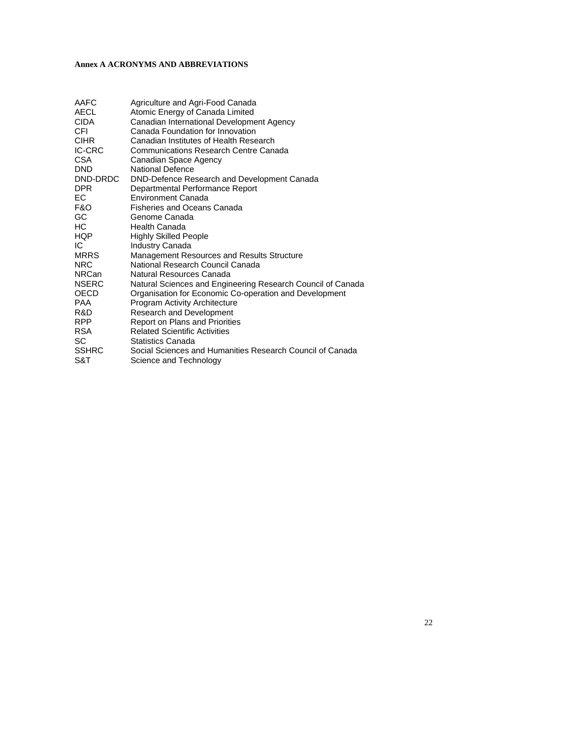**Annex A ACRONYMS AND ABBREVIATIONS**

| | |
|---|---|
| AAFC | Agriculture and Agri-Food Canada |
| AECL | Atomic Energy of Canada Limited |
| CIDA | Canadian International Development Agency |
| CFI | Canada Foundation for Innovation |
| CIHR | Canadian Institutes of Health Research |
| IC-CRC | Communications Research Centre Canada |
| CSA | Canadian Space Agency |
| DND | National Defence |
| DND-DRDC | DND-Defence Research and Development Canada |
| DPR | Departmental Performance Report |
| EC | Environment Canada |
| F&O | Fisheries and Oceans Canada |
| GC | Genome Canada |
| HC | Health Canada |
| HQP | Highly Skilled People |
| IC | Industry Canada |
| MRRS | Management Resources and Results Structure |
| NRC | National Research Council Canada |
| NRCan | Natural Resources Canada |
| NSERC | Natural Sciences and Engineering Research Council of Canada |
| OECD | Organisation for Economic Co-operation and Development |
| PAA | Program Activity Architecture |
| R&D | Research and Development |
| RPP | Report on Plans and Priorities |
| RSA | Related Scientific Activities |
| SC | Statistics Canada |
| SSHRC | Social Sciences and Humanities Research Council of Canada |
| S&T | Science and Technology |